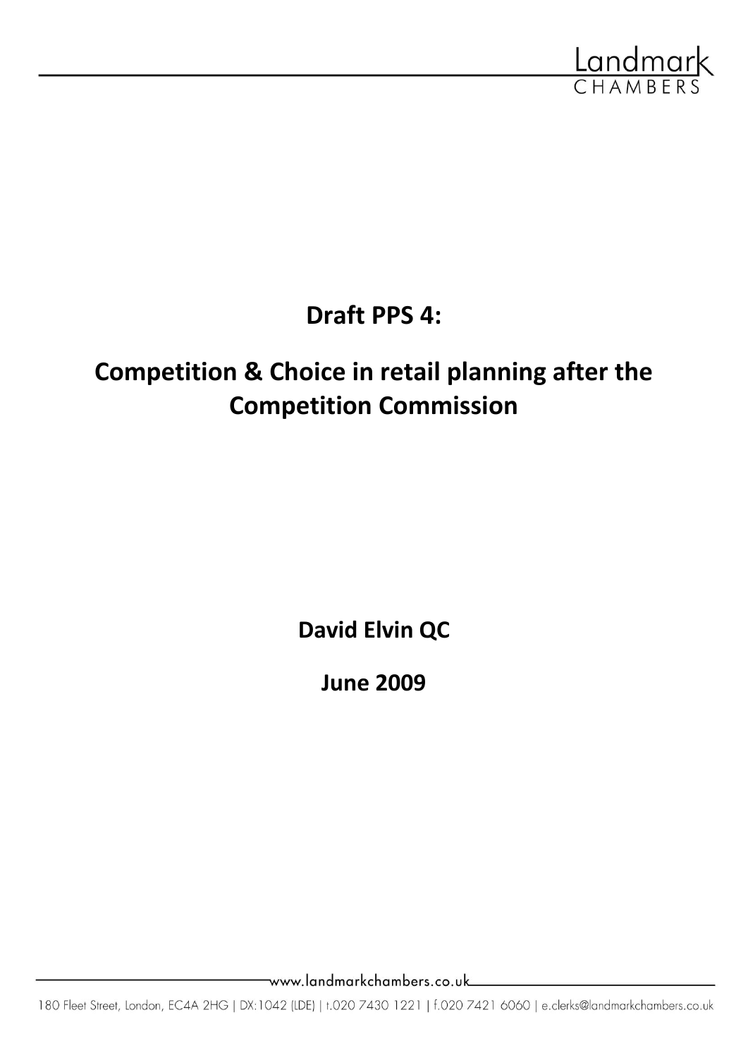# Draft PPS 4:

# Competition & Choice in retail planning after the Competition Commission

**David Elvin QC**

**June 2009**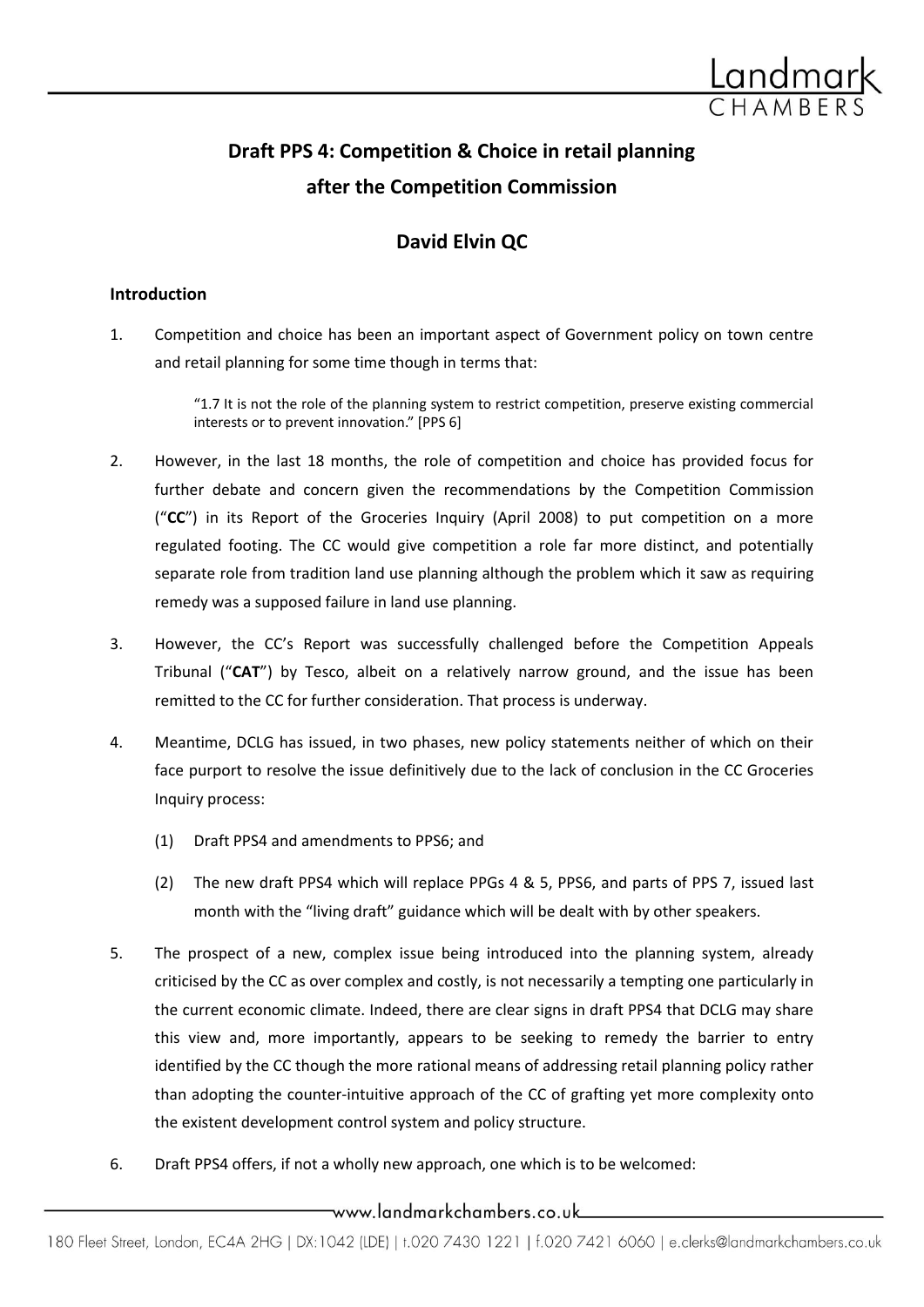# Draft PPS 4: Competition & Choice in retail planning after the Competition Commission

## David Elvin QC

### Introduction

1. Competition and choice has been an important aspect of Government policy on town centre and retail planning for some time though in terms that:

   > "1.7 It is not the role of the planning system to restrict competition, preserve existing commercial interests or to prevent innovation." [PPS 6]

2. However, in the last 18 months, the role of competition and choice has provided focus for further debate and concern given the recommendations by the Competition Commission ("**CC**") in its Report of the Groceries Inquiry (April 2008) to put competition on a more regulated footing. The CC would give competition a role far more distinct, and potentially separate role from tradition land use planning although the problem which it saw as requiring remedy was a supposed failure in land use planning.

3. However, the CC's Report was successfully challenged before the Competition Appeals Tribunal ("**CAT**") by Tesco, albeit on a relatively narrow ground, and the issue has been remitted to the CC for further consideration. That process is underway.

4. Meantime, DCLG has issued, in two phases, new policy statements neither of which on their face purport to resolve the issue definitively due to the lack of conclusion in the CC Groceries Inquiry process:

   (1) Draft PPS4 and amendments to PPS6; and

   (2) The new draft PPS4 which will replace PPGs 4 & 5, PPS6, and parts of PPS 7, issued last month with the "living draft" guidance which will be dealt with by other speakers.

5. The prospect of a new, complex issue being introduced into the planning system, already criticised by the CC as over complex and costly, is not necessarily a tempting one particularly in the current economic climate. Indeed, there are clear signs in draft PPS4 that DCLG may share this view and, more importantly, appears to be seeking to remedy the barrier to entry identified by the CC though the more rational means of addressing retail planning policy rather than adopting the counter-intuitive approach of the CC of grafting yet more complexity onto the existent development control system and policy structure.

6. Draft PPS4 offers, if not a wholly new approach, one which is to be welcomed: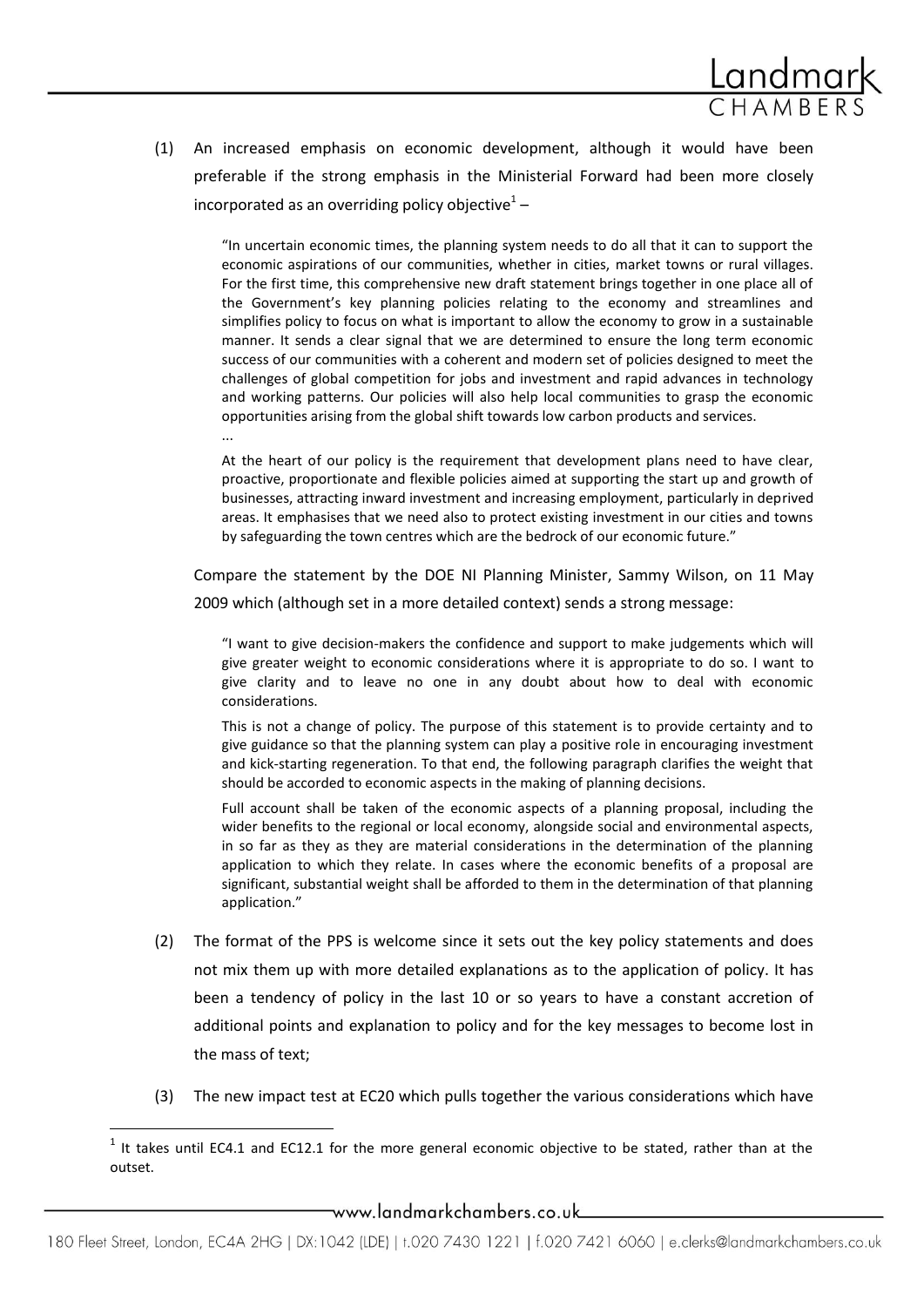(1) An increased emphasis on economic development, although it would have been preferable if the strong emphasis in the Ministerial Forward had been more closely incorporated as an overriding policy objective[1] –

> "In uncertain economic times, the planning system needs to do all that it can to support the economic aspirations of our communities, whether in cities, market towns or rural villages. For the first time, this comprehensive new draft statement brings together in one place all of the Government's key planning policies relating to the economy and streamlines and simplifies policy to focus on what is important to allow the economy to grow in a sustainable manner. It sends a clear signal that we are determined to ensure the long term economic success of our communities with a coherent and modern set of policies designed to meet the challenges of global competition for jobs and investment and rapid advances in technology and working patterns. Our policies will also help local communities to grasp the economic opportunities arising from the global shift towards low carbon products and services.
>
> ...
>
> At the heart of our policy is the requirement that development plans need to have clear, proactive, proportionate and flexible policies aimed at supporting the start up and growth of businesses, attracting inward investment and increasing employment, particularly in deprived areas. It emphasises that we need also to protect existing investment in our cities and towns by safeguarding the town centres which are the bedrock of our economic future."

Compare the statement by the DOE NI Planning Minister, Sammy Wilson, on 11 May 2009 which (although set in a more detailed context) sends a strong message:

> "I want to give decision-makers the confidence and support to make judgements which will give greater weight to economic considerations where it is appropriate to do so. I want to give clarity and to leave no one in any doubt about how to deal with economic considerations.
>
> This is not a change of policy. The purpose of this statement is to provide certainty and to give guidance so that the planning system can play a positive role in encouraging investment and kick-starting regeneration. To that end, the following paragraph clarifies the weight that should be accorded to economic aspects in the making of planning decisions.
>
> Full account shall be taken of the economic aspects of a planning proposal, including the wider benefits to the regional or local economy, alongside social and environmental aspects, in so far as they as they are material considerations in the determination of the planning application to which they relate. In cases where the economic benefits of a proposal are significant, substantial weight shall be afforded to them in the determination of that planning application."

(2) The format of the PPS is welcome since it sets out the key policy statements and does not mix them up with more detailed explanations as to the application of policy. It has been a tendency of policy in the last 10 or so years to have a constant accretion of additional points and explanation to policy and for the key messages to become lost in the mass of text;

(3) The new impact test at EC20 which pulls together the various considerations which have

---

[1] It takes until EC4.1 and EC12.1 for the more general economic objective to be stated, rather than at the outset.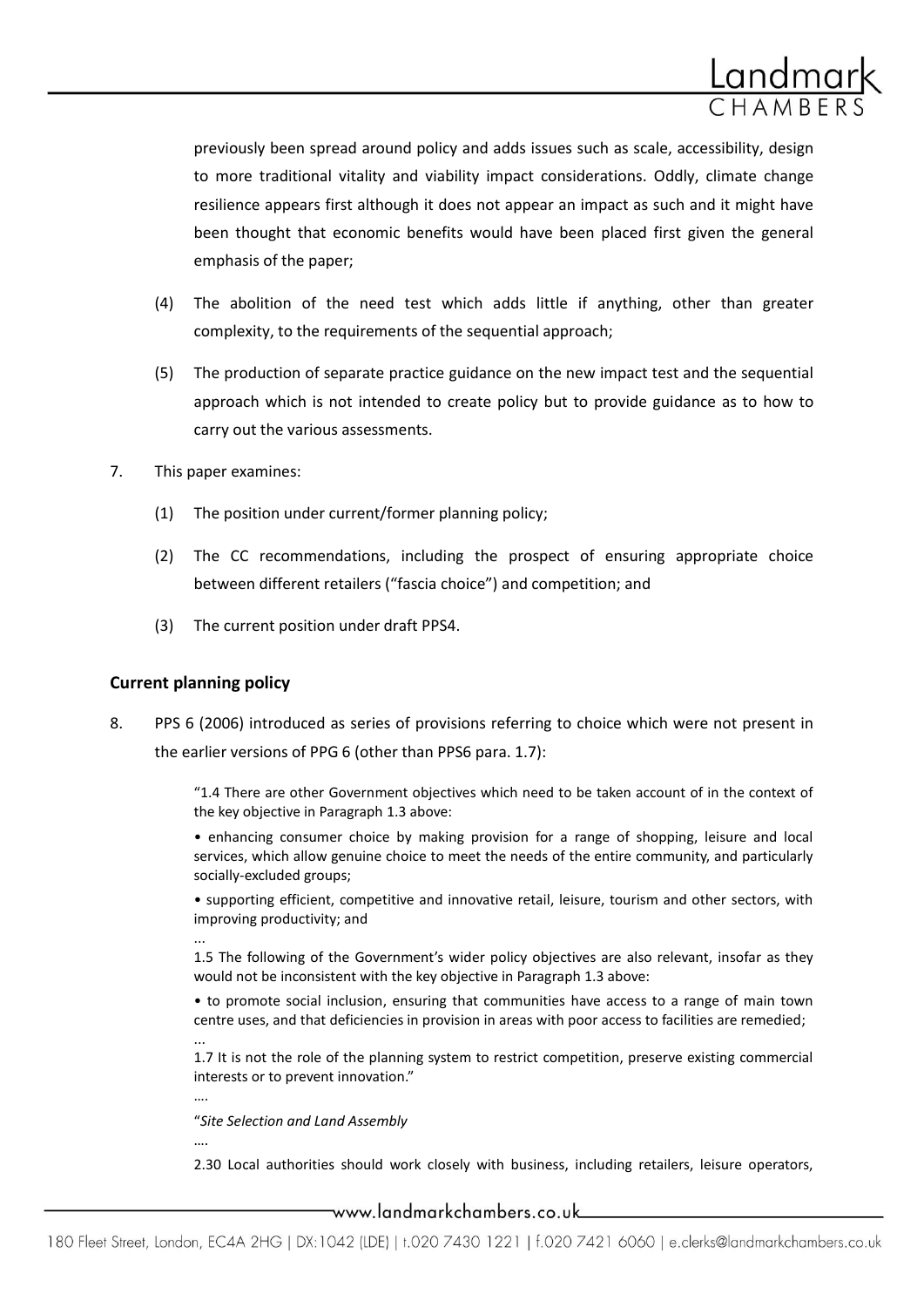previously been spread around policy and adds issues such as scale, accessibility, design to more traditional vitality and viability impact considerations. Oddly, climate change resilience appears first although it does not appear an impact as such and it might have been thought that economic benefits would have been placed first given the general emphasis of the paper;

(4) The abolition of the need test which adds little if anything, other than greater complexity, to the requirements of the sequential approach;

(5) The production of separate practice guidance on the new impact test and the sequential approach which is not intended to create policy but to provide guidance as to how to carry out the various assessments.

7. This paper examines:

(1) The position under current/former planning policy;

(2) The CC recommendations, including the prospect of ensuring appropriate choice between different retailers ("fascia choice") and competition; and

(3) The current position under draft PPS4.

## Current planning policy

8. PPS 6 (2006) introduced as series of provisions referring to choice which were not present in the earlier versions of PPG 6 (other than PPS6 para. 1.7):

> "1.4 There are other Government objectives which need to be taken account of in the context of the key objective in Paragraph 1.3 above:
>
> • enhancing consumer choice by making provision for a range of shopping, leisure and local services, which allow genuine choice to meet the needs of the entire community, and particularly socially-excluded groups;
>
> • supporting efficient, competitive and innovative retail, leisure, tourism and other sectors, with improving productivity; and
>
> ...
>
> 1.5 The following of the Government's wider policy objectives are also relevant, insofar as they would not be inconsistent with the key objective in Paragraph 1.3 above:
>
> • to promote social inclusion, ensuring that communities have access to a range of main town centre uses, and that deficiencies in provision in areas with poor access to facilities are remedied;
>
> ...
>
> 1.7 It is not the role of the planning system to restrict competition, preserve existing commercial interests or to prevent innovation."
>
> ….
>
> "*Site Selection and Land Assembly*
>
> ….
>
> 2.30 Local authorities should work closely with business, including retailers, leisure operators,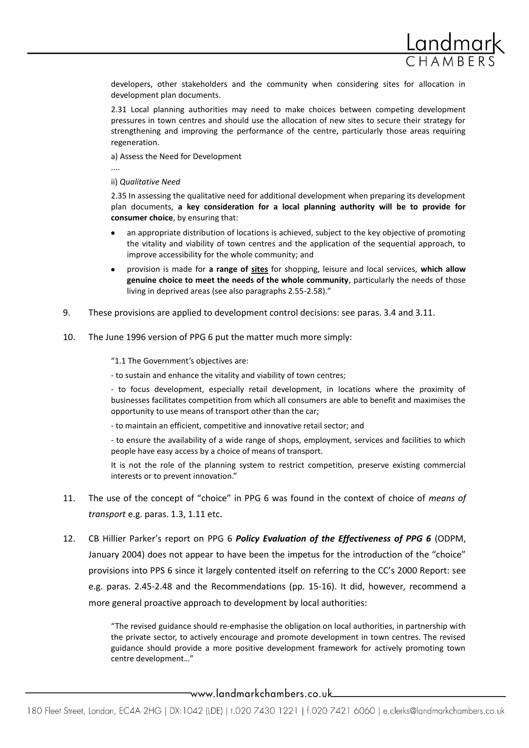developers, other stakeholders and the community when considering sites for allocation in development plan documents.

2.31 Local planning authorities may need to make choices between competing development pressures in town centres and should use the allocation of new sites to secure their strategy for strengthening and improving the performance of the centre, particularly those areas requiring regeneration.

a) Assess the Need for Development

....

ii) *Qualitative Need*

2.35 In assessing the qualitative need for additional development when preparing its development plan documents, **a key consideration for a local planning authority will be to provide for consumer choice**, by ensuring that:

- an appropriate distribution of locations is achieved, subject to the key objective of promoting the vitality and viability of town centres and the application of the sequential approach, to improve accessibility for the whole community; and
- provision is made for **a range of <u>sites</u>** for shopping, leisure and local services, **which allow genuine choice to meet the needs of the whole community**, particularly the needs of those living in deprived areas (see also paragraphs 2.55-2.58)."

9. These provisions are applied to development control decisions: see paras. 3.4 and 3.11.

10. The June 1996 version of PPG 6 put the matter much more simply:

"1.1 The Government's objectives are:

- to sustain and enhance the vitality and viability of town centres;

- to focus development, especially retail development, in locations where the proximity of businesses facilitates competition from which all consumers are able to benefit and maximises the opportunity to use means of transport other than the car;

- to maintain an efficient, competitive and innovative retail sector; and

- to ensure the availability of a wide range of shops, employment, services and facilities to which people have easy access by a choice of means of transport.

It is not the role of the planning system to restrict competition, preserve existing commercial interests or to prevent innovation."

11. The use of the concept of "choice" in PPG 6 was found in the context of choice of *means of transport* e.g. paras. 1.3, 1.11 etc.

12. CB Hillier Parker's report on PPG 6 ***Policy Evaluation of the Effectiveness of PPG 6*** (ODPM, January 2004) does not appear to have been the impetus for the introduction of the "choice" provisions into PPS 6 since it largely contented itself on referring to the CC's 2000 Report: see e.g. paras. 2.45-2.48 and the Recommendations (pp. 15-16). It did, however, recommend a more general proactive approach to development by local authorities:

"The revised guidance should re-emphasise the obligation on local authorities, in partnership with the private sector, to actively encourage and promote development in town centres. The revised guidance should provide a more positive development framework for actively promoting town centre development…"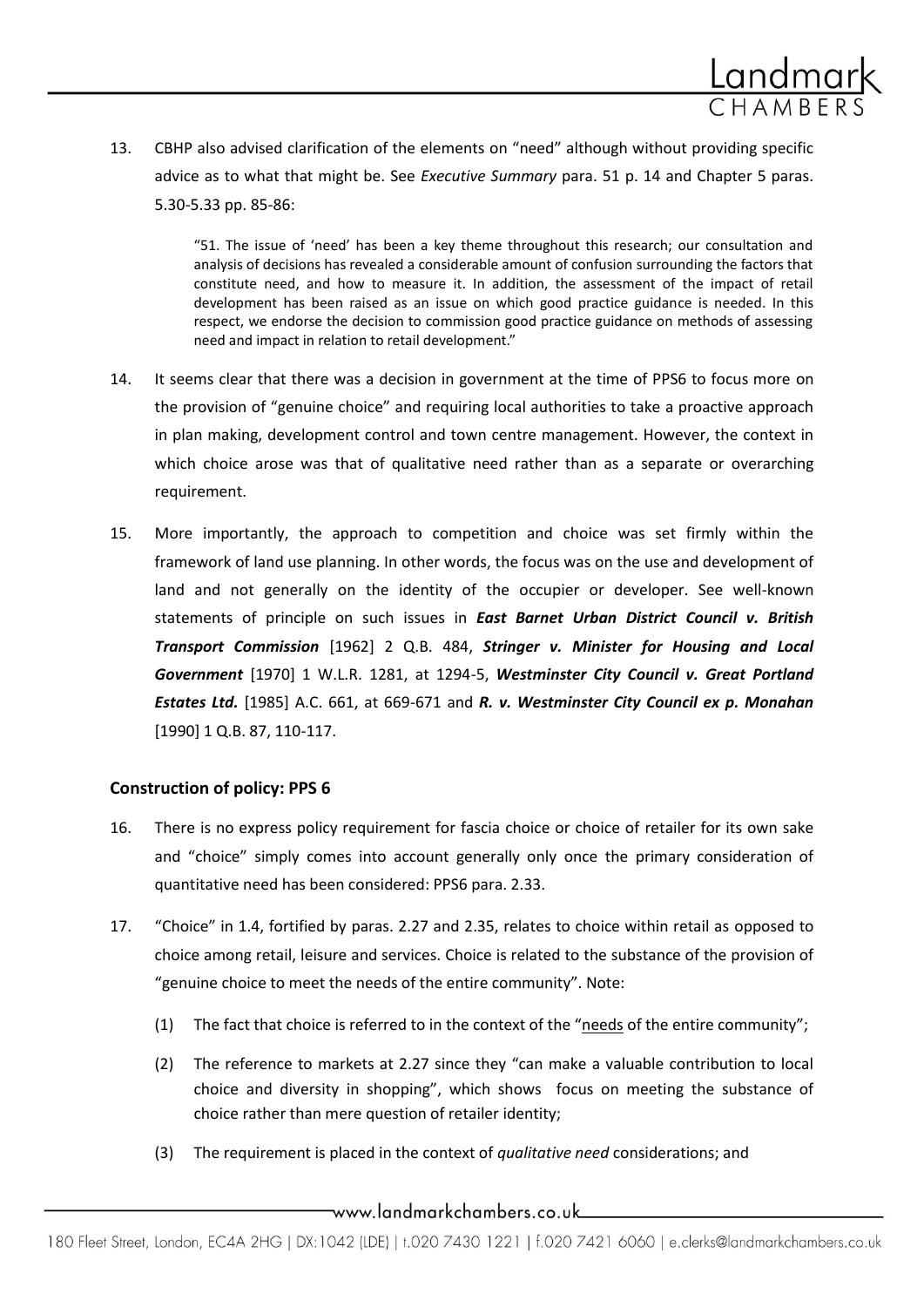13. CBHP also advised clarification of the elements on "need" although without providing specific advice as to what that might be. See *Executive Summary* para. 51 p. 14 and Chapter 5 paras. 5.30-5.33 pp. 85-86:

> "51. The issue of 'need' has been a key theme throughout this research; our consultation and analysis of decisions has revealed a considerable amount of confusion surrounding the factors that constitute need, and how to measure it. In addition, the assessment of the impact of retail development has been raised as an issue on which good practice guidance is needed. In this respect, we endorse the decision to commission good practice guidance on methods of assessing need and impact in relation to retail development."

14. It seems clear that there was a decision in government at the time of PPS6 to focus more on the provision of "genuine choice" and requiring local authorities to take a proactive approach in plan making, development control and town centre management. However, the context in which choice arose was that of qualitative need rather than as a separate or overarching requirement.

15. More importantly, the approach to competition and choice was set firmly within the framework of land use planning. In other words, the focus was on the use and development of land and not generally on the identity of the occupier or developer. See well-known statements of principle on such issues in ***East Barnet Urban District Council v. British Transport Commission*** [1962] 2 Q.B. 484, ***Stringer v. Minister for Housing and Local Government*** [1970] 1 W.L.R. 1281, at 1294-5, ***Westminster City Council v. Great Portland Estates Ltd.*** [1985] A.C. 661, at 669-671 and ***R. v. Westminster City Council ex p. Monahan*** [1990] 1 Q.B. 87, 110-117.

## Construction of policy: PPS 6

16. There is no express policy requirement for fascia choice or choice of retailer for its own sake and "choice" simply comes into account generally only once the primary consideration of quantitative need has been considered: PPS6 para. 2.33.

17. "Choice" in 1.4, fortified by paras. 2.27 and 2.35, relates to choice within retail as opposed to choice among retail, leisure and services. Choice is related to the substance of the provision of "genuine choice to meet the needs of the entire community". Note:

    (1) The fact that choice is referred to in the context of the "<u>needs</u> of the entire community";

    (2) The reference to markets at 2.27 since they "can make a valuable contribution to local choice and diversity in shopping", which shows focus on meeting the substance of choice rather than mere question of retailer identity;

    (3) The requirement is placed in the context of *qualitative need* considerations; and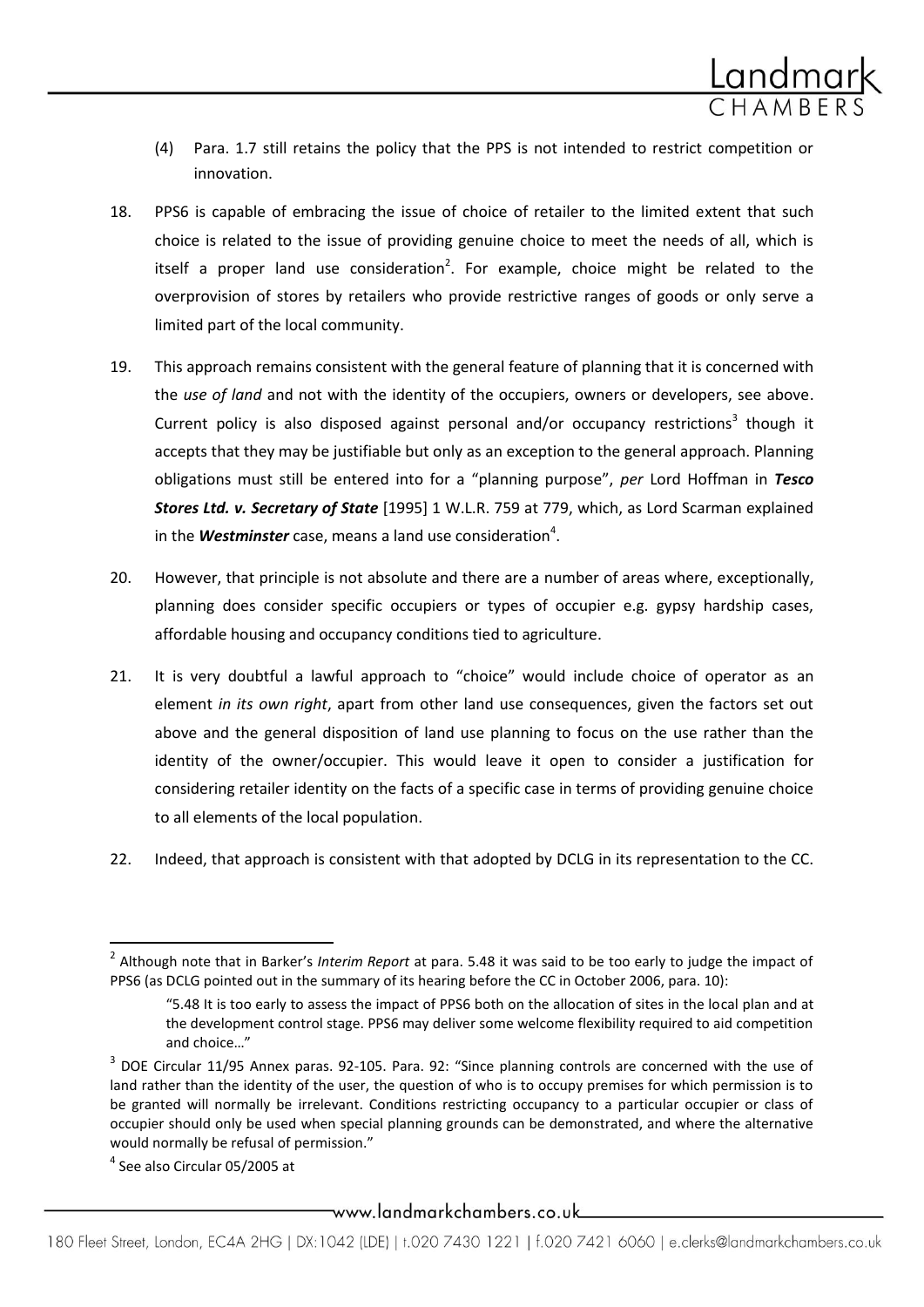(4) Para. 1.7 still retains the policy that the PPS is not intended to restrict competition or innovation.

18. PPS6 is capable of embracing the issue of choice of retailer to the limited extent that such choice is related to the issue of providing genuine choice to meet the needs of all, which is itself a proper land use consideration[2]. For example, choice might be related to the overprovision of stores by retailers who provide restrictive ranges of goods or only serve a limited part of the local community.

19. This approach remains consistent with the general feature of planning that it is concerned with the *use of land* and not with the identity of the occupiers, owners or developers, see above. Current policy is also disposed against personal and/or occupancy restrictions[3] though it accepts that they may be justifiable but only as an exception to the general approach. Planning obligations must still be entered into for a "planning purpose", *per* Lord Hoffman in ***Tesco Stores Ltd. v. Secretary of State*** [1995] 1 W.L.R. 759 at 779, which, as Lord Scarman explained in the ***Westminster*** case, means a land use consideration[4].

20. However, that principle is not absolute and there are a number of areas where, exceptionally, planning does consider specific occupiers or types of occupier e.g. gypsy hardship cases, affordable housing and occupancy conditions tied to agriculture.

21. It is very doubtful a lawful approach to "choice" would include choice of operator as an element *in its own right*, apart from other land use consequences, given the factors set out above and the general disposition of land use planning to focus on the use rather than the identity of the owner/occupier. This would leave it open to consider a justification for considering retailer identity on the facts of a specific case in terms of providing genuine choice to all elements of the local population.

22. Indeed, that approach is consistent with that adopted by DCLG in its representation to the CC.

---

[2] Although note that in Barker's *Interim Report* at para. 5.48 it was said to be too early to judge the impact of PPS6 (as DCLG pointed out in the summary of its hearing before the CC in October 2006, para. 10):

> "5.48 It is too early to assess the impact of PPS6 both on the allocation of sites in the local plan and at the development control stage. PPS6 may deliver some welcome flexibility required to aid competition and choice…"

[3] DOE Circular 11/95 Annex paras. 92-105. Para. 92: "Since planning controls are concerned with the use of land rather than the identity of the user, the question of who is to occupy premises for which permission is to be granted will normally be irrelevant. Conditions restricting occupancy to a particular occupier or class of occupier should only be used when special planning grounds can be demonstrated, and where the alternative would normally be refusal of permission."

[4] See also Circular 05/2005 at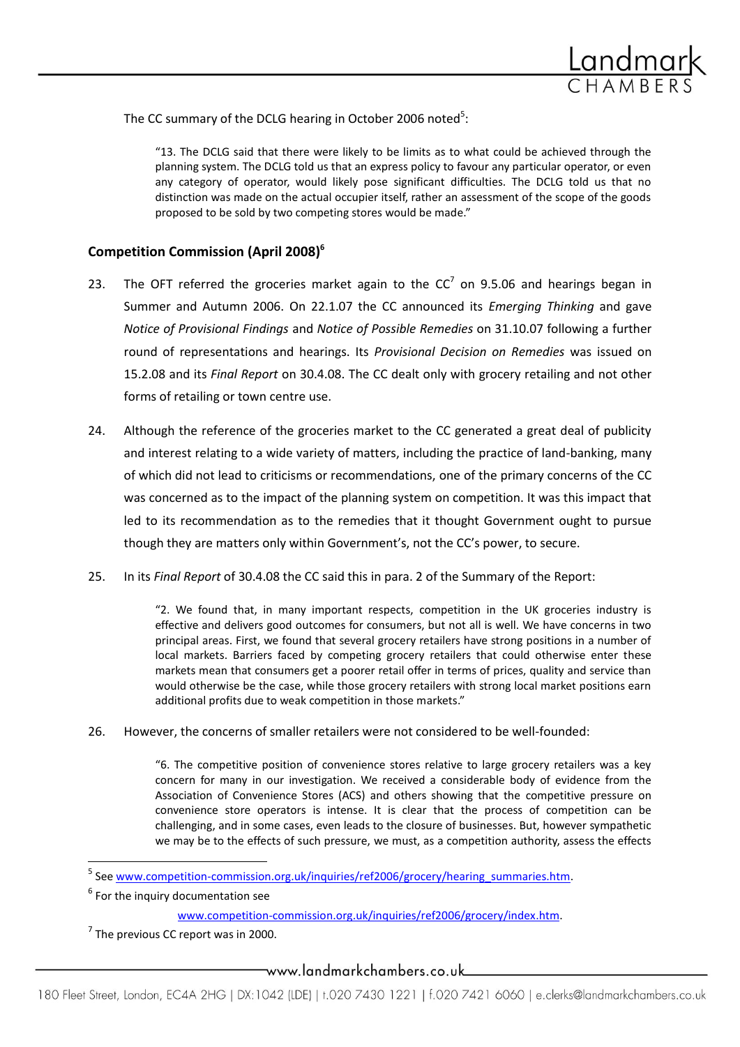The CC summary of the DCLG hearing in October 2006 noted[5]:

> "13. The DCLG said that there were likely to be limits as to what could be achieved through the planning system. The DCLG told us that an express policy to favour any particular operator, or even any category of operator, would likely pose significant difficulties. The DCLG told us that no distinction was made on the actual occupier itself, rather an assessment of the scope of the goods proposed to be sold by two competing stores would be made."

## Competition Commission (April 2008)[6]

23. The OFT referred the groceries market again to the CC[7] on 9.5.06 and hearings began in Summer and Autumn 2006. On 22.1.07 the CC announced its *Emerging Thinking* and gave *Notice of Provisional Findings* and *Notice of Possible Remedies* on 31.10.07 following a further round of representations and hearings. Its *Provisional Decision on Remedies* was issued on 15.2.08 and its *Final Report* on 30.4.08. The CC dealt only with grocery retailing and not other forms of retailing or town centre use.

24. Although the reference of the groceries market to the CC generated a great deal of publicity and interest relating to a wide variety of matters, including the practice of land-banking, many of which did not lead to criticisms or recommendations, one of the primary concerns of the CC was concerned as to the impact of the planning system on competition. It was this impact that led to its recommendation as to the remedies that it thought Government ought to pursue though they are matters only within Government's, not the CC's power, to secure.

25. In its *Final Report* of 30.4.08 the CC said this in para. 2 of the Summary of the Report:

> "2. We found that, in many important respects, competition in the UK groceries industry is effective and delivers good outcomes for consumers, but not all is well. We have concerns in two principal areas. First, we found that several grocery retailers have strong positions in a number of local markets. Barriers faced by competing grocery retailers that could otherwise enter these markets mean that consumers get a poorer retail offer in terms of prices, quality and service than would otherwise be the case, while those grocery retailers with strong local market positions earn additional profits due to weak competition in those markets."

26. However, the concerns of smaller retailers were not considered to be well-founded:

> "6. The competitive position of convenience stores relative to large grocery retailers was a key concern for many in our investigation. We received a considerable body of evidence from the Association of Convenience Stores (ACS) and others showing that the competitive pressure on convenience store operators is intense. It is clear that the process of competition can be challenging, and in some cases, even leads to the closure of businesses. But, however sympathetic we may be to the effects of such pressure, we must, as a competition authority, assess the effects

---

[5] See www.competition-commission.org.uk/inquiries/ref2006/grocery/hearing_summaries.htm.

[6] For the inquiry documentation see www.competition-commission.org.uk/inquiries/ref2006/grocery/index.htm.

[7] The previous CC report was in 2000.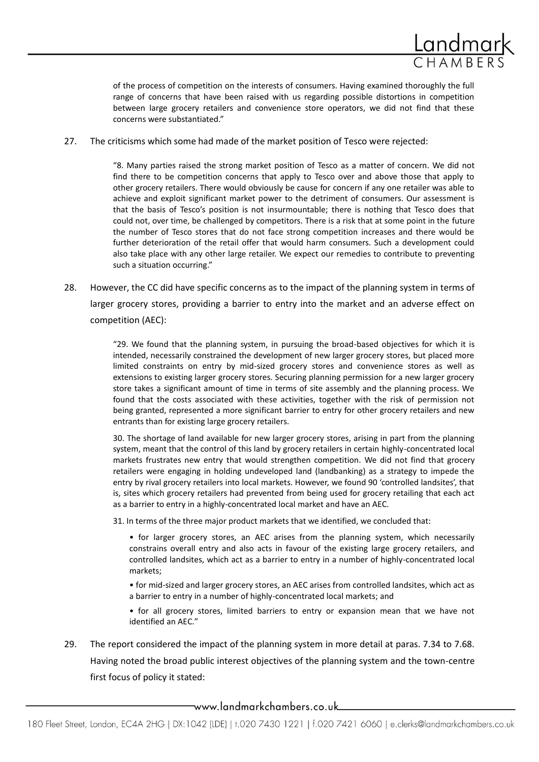> of the process of competition on the interests of consumers. Having examined thoroughly the full range of concerns that have been raised with us regarding possible distortions in competition between large grocery retailers and convenience store operators, we did not find that these concerns were substantiated."

27. The criticisms which some had made of the market position of Tesco were rejected:

> "8. Many parties raised the strong market position of Tesco as a matter of concern. We did not find there to be competition concerns that apply to Tesco over and above those that apply to other grocery retailers. There would obviously be cause for concern if any one retailer was able to achieve and exploit significant market power to the detriment of consumers. Our assessment is that the basis of Tesco's position is not insurmountable; there is nothing that Tesco does that could not, over time, be challenged by competitors. There is a risk that at some point in the future the number of Tesco stores that do not face strong competition increases and there would be further deterioration of the retail offer that would harm consumers. Such a development could also take place with any other large retailer. We expect our remedies to contribute to preventing such a situation occurring."

28. However, the CC did have specific concerns as to the impact of the planning system in terms of larger grocery stores, providing a barrier to entry into the market and an adverse effect on competition (AEC):

> "29. We found that the planning system, in pursuing the broad-based objectives for which it is intended, necessarily constrained the development of new larger grocery stores, but placed more limited constraints on entry by mid-sized grocery stores and convenience stores as well as extensions to existing larger grocery stores. Securing planning permission for a new larger grocery store takes a significant amount of time in terms of site assembly and the planning process. We found that the costs associated with these activities, together with the risk of permission not being granted, represented a more significant barrier to entry for other grocery retailers and new entrants than for existing large grocery retailers.
>
> 30. The shortage of land available for new larger grocery stores, arising in part from the planning system, meant that the control of this land by grocery retailers in certain highly-concentrated local markets frustrates new entry that would strengthen competition. We did not find that grocery retailers were engaging in holding undeveloped land (landbanking) as a strategy to impede the entry by rival grocery retailers into local markets. However, we found 90 'controlled landsites', that is, sites which grocery retailers had prevented from being used for grocery retailing that each act as a barrier to entry in a highly-concentrated local market and have an AEC.
>
> 31. In terms of the three major product markets that we identified, we concluded that:
>
> - for larger grocery stores, an AEC arises from the planning system, which necessarily constrains overall entry and also acts in favour of the existing large grocery retailers, and controlled landsites, which act as a barrier to entry in a number of highly-concentrated local markets;
> - for mid-sized and larger grocery stores, an AEC arises from controlled landsites, which act as a barrier to entry in a number of highly-concentrated local markets; and
> - for all grocery stores, limited barriers to entry or expansion mean that we have not identified an AEC."

29. The report considered the impact of the planning system in more detail at paras. 7.34 to 7.68. Having noted the broad public interest objectives of the planning system and the town-centre first focus of policy it stated: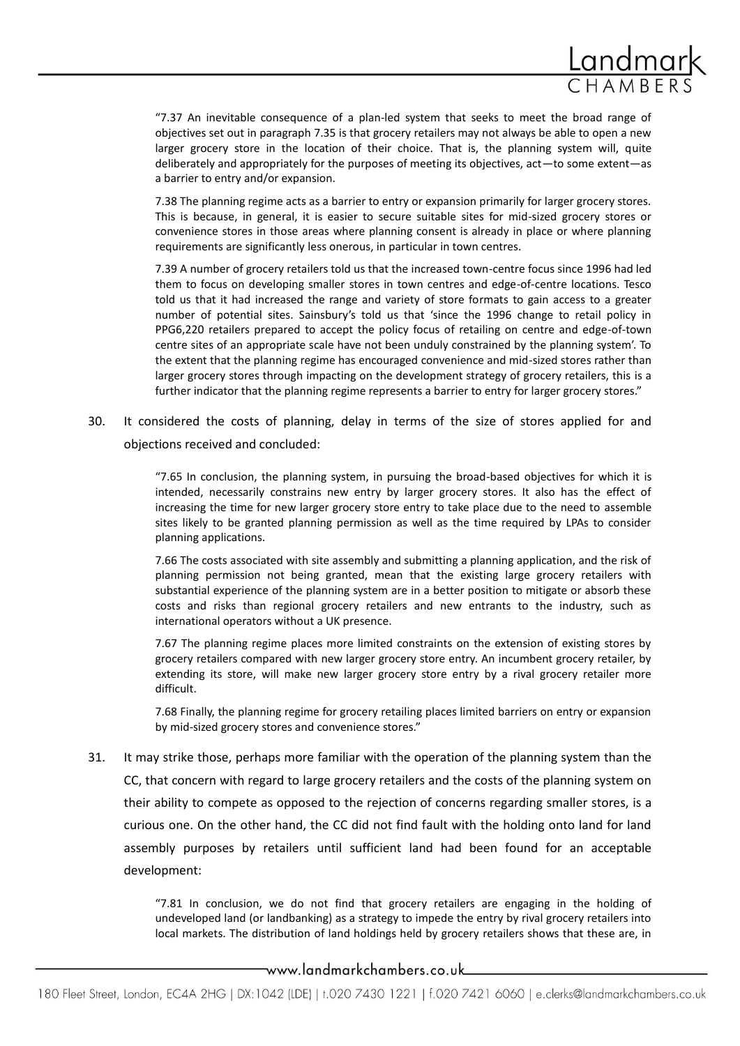> "7.37 An inevitable consequence of a plan-led system that seeks to meet the broad range of objectives set out in paragraph 7.35 is that grocery retailers may not always be able to open a new larger grocery store in the location of their choice. That is, the planning system will, quite deliberately and appropriately for the purposes of meeting its objectives, act—to some extent—as a barrier to entry and/or expansion.
>
> 7.38 The planning regime acts as a barrier to entry or expansion primarily for larger grocery stores. This is because, in general, it is easier to secure suitable sites for mid-sized grocery stores or convenience stores in those areas where planning consent is already in place or where planning requirements are significantly less onerous, in particular in town centres.
>
> 7.39 A number of grocery retailers told us that the increased town-centre focus since 1996 had led them to focus on developing smaller stores in town centres and edge-of-centre locations. Tesco told us that it had increased the range and variety of store formats to gain access to a greater number of potential sites. Sainsbury's told us that 'since the 1996 change to retail policy in PPG6,220 retailers prepared to accept the policy focus of retailing on centre and edge-of-town centre sites of an appropriate scale have not been unduly constrained by the planning system'. To the extent that the planning regime has encouraged convenience and mid-sized stores rather than larger grocery stores through impacting on the development strategy of grocery retailers, this is a further indicator that the planning regime represents a barrier to entry for larger grocery stores."

30. It considered the costs of planning, delay in terms of the size of stores applied for and objections received and concluded:

> "7.65 In conclusion, the planning system, in pursuing the broad-based objectives for which it is intended, necessarily constrains new entry by larger grocery stores. It also has the effect of increasing the time for new larger grocery store entry to take place due to the need to assemble sites likely to be granted planning permission as well as the time required by LPAs to consider planning applications.
>
> 7.66 The costs associated with site assembly and submitting a planning application, and the risk of planning permission not being granted, mean that the existing large grocery retailers with substantial experience of the planning system are in a better position to mitigate or absorb these costs and risks than regional grocery retailers and new entrants to the industry, such as international operators without a UK presence.
>
> 7.67 The planning regime places more limited constraints on the extension of existing stores by grocery retailers compared with new larger grocery store entry. An incumbent grocery retailer, by extending its store, will make new larger grocery store entry by a rival grocery retailer more difficult.
>
> 7.68 Finally, the planning regime for grocery retailing places limited barriers on entry or expansion by mid-sized grocery stores and convenience stores."

31. It may strike those, perhaps more familiar with the operation of the planning system than the CC, that concern with regard to large grocery retailers and the costs of the planning system on their ability to compete as opposed to the rejection of concerns regarding smaller stores, is a curious one. On the other hand, the CC did not find fault with the holding onto land for land assembly purposes by retailers until sufficient land had been found for an acceptable development:

> "7.81 In conclusion, we do not find that grocery retailers are engaging in the holding of undeveloped land (or landbanking) as a strategy to impede the entry by rival grocery retailers into local markets. The distribution of land holdings held by grocery retailers shows that these are, in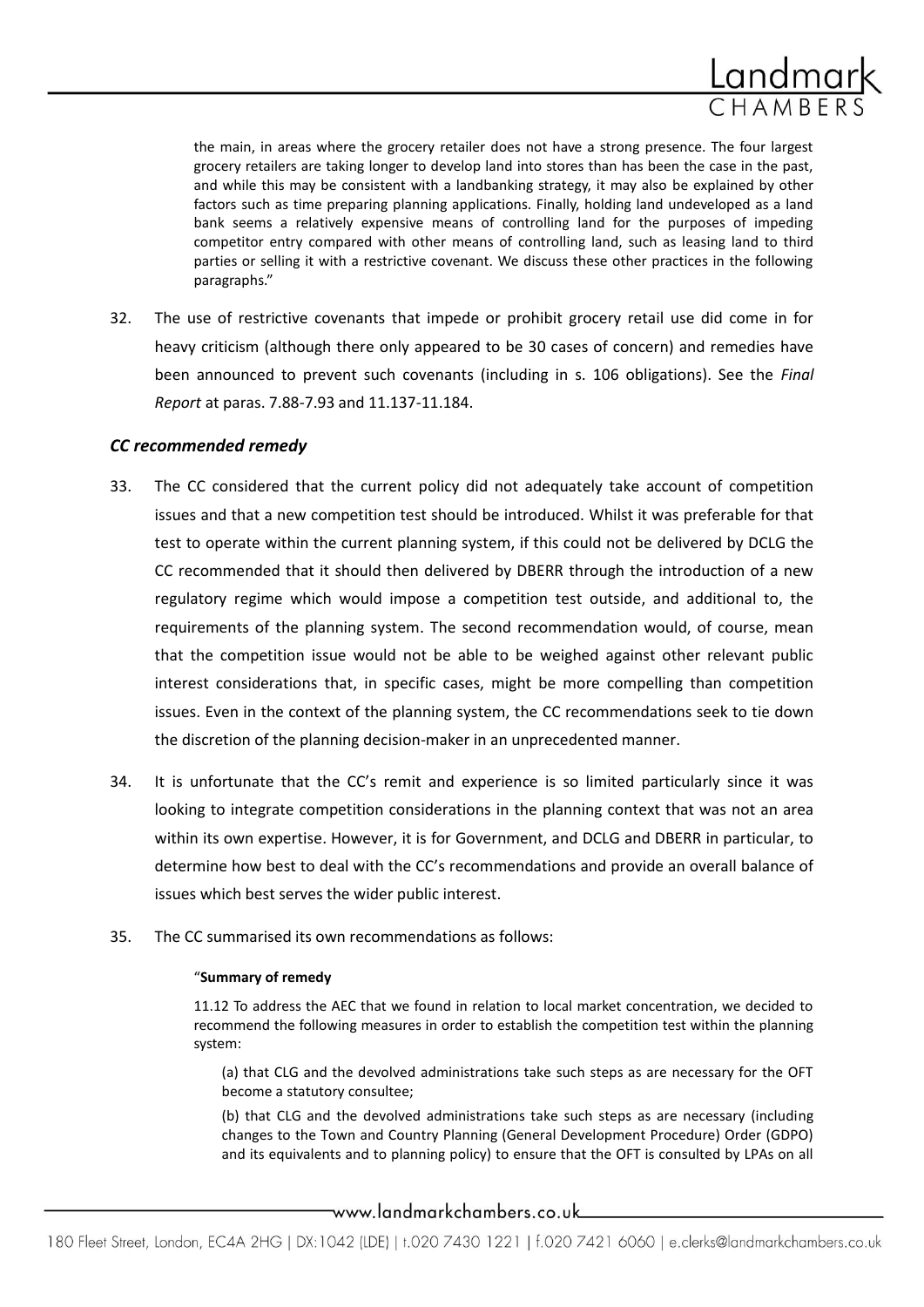> the main, in areas where the grocery retailer does not have a strong presence. The four largest grocery retailers are taking longer to develop land into stores than has been the case in the past, and while this may be consistent with a landbanking strategy, it may also be explained by other factors such as time preparing planning applications. Finally, holding land undeveloped as a land bank seems a relatively expensive means of controlling land for the purposes of impeding competitor entry compared with other means of controlling land, such as leasing land to third parties or selling it with a restrictive covenant. We discuss these other practices in the following paragraphs."

32. The use of restrictive covenants that impede or prohibit grocery retail use did come in for heavy criticism (although there only appeared to be 30 cases of concern) and remedies have been announced to prevent such covenants (including in s. 106 obligations). See the *Final Report* at paras. 7.88-7.93 and 11.137-11.184.

### *CC recommended remedy*

33. The CC considered that the current policy did not adequately take account of competition issues and that a new competition test should be introduced. Whilst it was preferable for that test to operate within the current planning system, if this could not be delivered by DCLG the CC recommended that it should then delivered by DBERR through the introduction of a new regulatory regime which would impose a competition test outside, and additional to, the requirements of the planning system. The second recommendation would, of course, mean that the competition issue would not be able to be weighed against other relevant public interest considerations that, in specific cases, might be more compelling than competition issues. Even in the context of the planning system, the CC recommendations seek to tie down the discretion of the planning decision-maker in an unprecedented manner.

34. It is unfortunate that the CC's remit and experience is so limited particularly since it was looking to integrate competition considerations in the planning context that was not an area within its own expertise. However, it is for Government, and DCLG and DBERR in particular, to determine how best to deal with the CC's recommendations and provide an overall balance of issues which best serves the wider public interest.

35. The CC summarised its own recommendations as follows:

> "**Summary of remedy**
>
> 11.12 To address the AEC that we found in relation to local market concentration, we decided to recommend the following measures in order to establish the competition test within the planning system:
>
> (a) that CLG and the devolved administrations take such steps as are necessary for the OFT become a statutory consultee;
>
> (b) that CLG and the devolved administrations take such steps as are necessary (including changes to the Town and Country Planning (General Development Procedure) Order (GDPO) and its equivalents and to planning policy) to ensure that the OFT is consulted by LPAs on all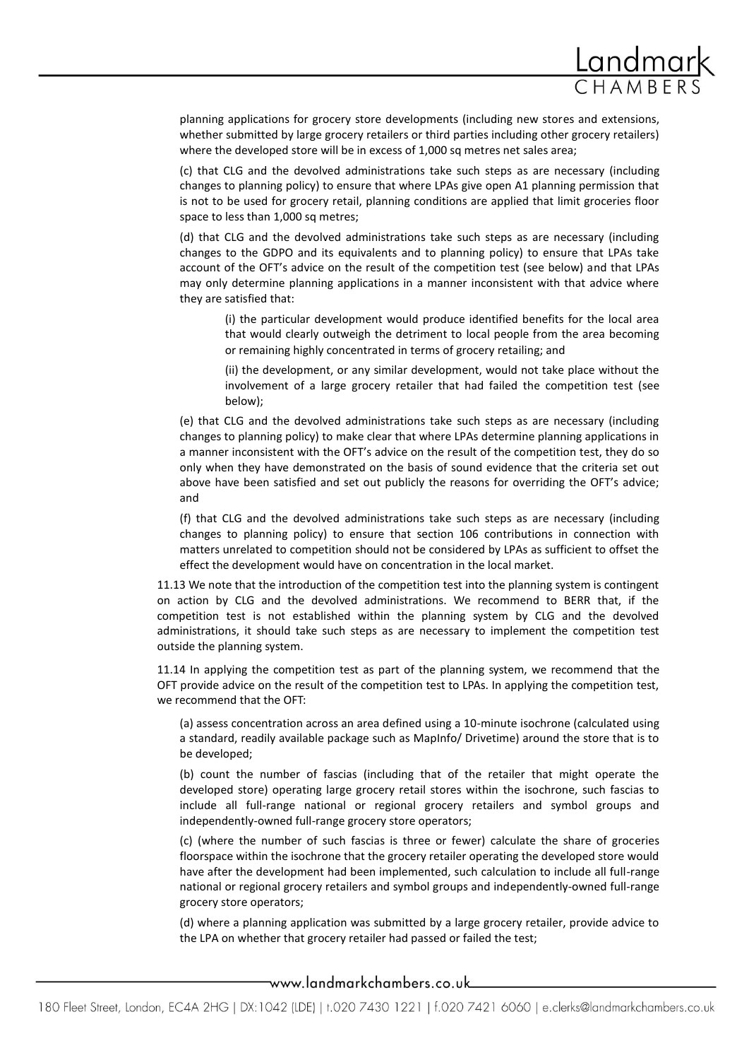planning applications for grocery store developments (including new stores and extensions, whether submitted by large grocery retailers or third parties including other grocery retailers) where the developed store will be in excess of 1,000 sq metres net sales area;

(c) that CLG and the devolved administrations take such steps as are necessary (including changes to planning policy) to ensure that where LPAs give open A1 planning permission that is not to be used for grocery retail, planning conditions are applied that limit groceries floor space to less than 1,000 sq metres;

(d) that CLG and the devolved administrations take such steps as are necessary (including changes to the GDPO and its equivalents and to planning policy) to ensure that LPAs take account of the OFT's advice on the result of the competition test (see below) and that LPAs may only determine planning applications in a manner inconsistent with that advice where they are satisfied that:

> (i) the particular development would produce identified benefits for the local area that would clearly outweigh the detriment to local people from the area becoming or remaining highly concentrated in terms of grocery retailing; and
>
> (ii) the development, or any similar development, would not take place without the involvement of a large grocery retailer that had failed the competition test (see below);

(e) that CLG and the devolved administrations take such steps as are necessary (including changes to planning policy) to make clear that where LPAs determine planning applications in a manner inconsistent with the OFT's advice on the result of the competition test, they do so only when they have demonstrated on the basis of sound evidence that the criteria set out above have been satisfied and set out publicly the reasons for overriding the OFT's advice; and

(f) that CLG and the devolved administrations take such steps as are necessary (including changes to planning policy) to ensure that section 106 contributions in connection with matters unrelated to competition should not be considered by LPAs as sufficient to offset the effect the development would have on concentration in the local market.

11.13 We note that the introduction of the competition test into the planning system is contingent on action by CLG and the devolved administrations. We recommend to BERR that, if the competition test is not established within the planning system by CLG and the devolved administrations, it should take such steps as are necessary to implement the competition test outside the planning system.

11.14 In applying the competition test as part of the planning system, we recommend that the OFT provide advice on the result of the competition test to LPAs. In applying the competition test, we recommend that the OFT:

(a) assess concentration across an area defined using a 10-minute isochrone (calculated using a standard, readily available package such as MapInfo/ Drivetime) around the store that is to be developed;

(b) count the number of fascias (including that of the retailer that might operate the developed store) operating large grocery retail stores within the isochrone, such fascias to include all full-range national or regional grocery retailers and symbol groups and independently-owned full-range grocery store operators;

(c) (where the number of such fascias is three or fewer) calculate the share of groceries floorspace within the isochrone that the grocery retailer operating the developed store would have after the development had been implemented, such calculation to include all full-range national or regional grocery retailers and symbol groups and independently-owned full-range grocery store operators;

(d) where a planning application was submitted by a large grocery retailer, provide advice to the LPA on whether that grocery retailer had passed or failed the test;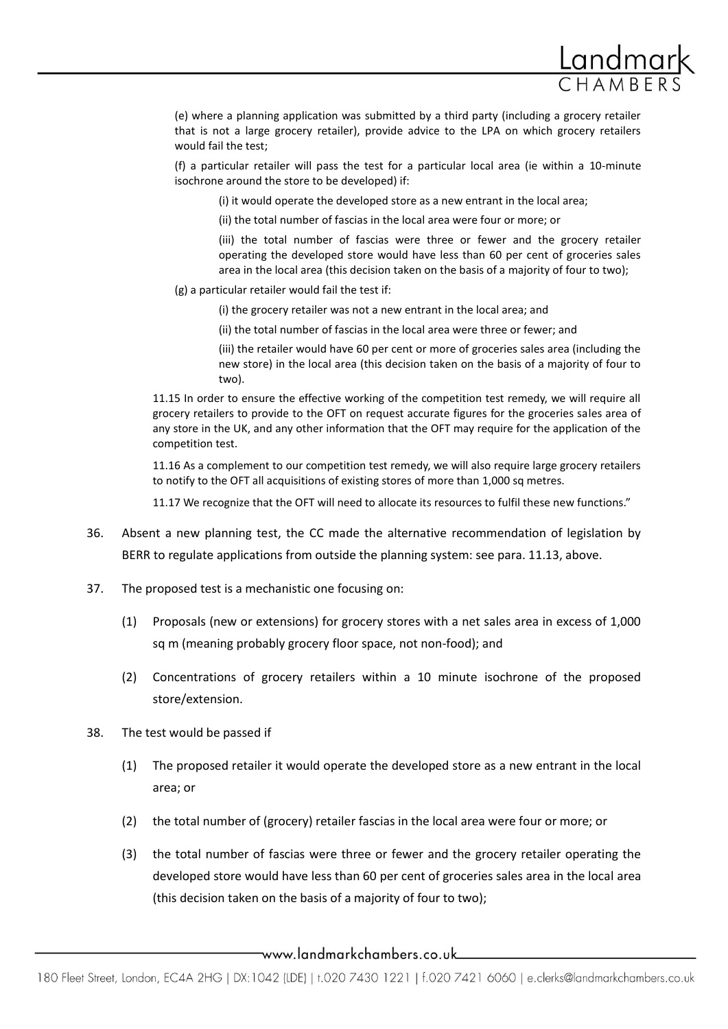(e) where a planning application was submitted by a third party (including a grocery retailer that is not a large grocery retailer), provide advice to the LPA on which grocery retailers would fail the test;

(f) a particular retailer will pass the test for a particular local area (ie within a 10-minute isochrone around the store to be developed) if:

(i) it would operate the developed store as a new entrant in the local area;

(ii) the total number of fascias in the local area were four or more; or

(iii) the total number of fascias were three or fewer and the grocery retailer operating the developed store would have less than 60 per cent of groceries sales area in the local area (this decision taken on the basis of a majority of four to two);

(g) a particular retailer would fail the test if:

(i) the grocery retailer was not a new entrant in the local area; and

(ii) the total number of fascias in the local area were three or fewer; and

(iii) the retailer would have 60 per cent or more of groceries sales area (including the new store) in the local area (this decision taken on the basis of a majority of four to two).

11.15 In order to ensure the effective working of the competition test remedy, we will require all grocery retailers to provide to the OFT on request accurate figures for the groceries sales area of any store in the UK, and any other information that the OFT may require for the application of the competition test.

11.16 As a complement to our competition test remedy, we will also require large grocery retailers to notify to the OFT all acquisitions of existing stores of more than 1,000 sq metres.

11.17 We recognize that the OFT will need to allocate its resources to fulfil these new functions."

36. Absent a new planning test, the CC made the alternative recommendation of legislation by BERR to regulate applications from outside the planning system: see para. 11.13, above.

37. The proposed test is a mechanistic one focusing on:

    (1) Proposals (new or extensions) for grocery stores with a net sales area in excess of 1,000 sq m (meaning probably grocery floor space, not non-food); and

    (2) Concentrations of grocery retailers within a 10 minute isochrone of the proposed store/extension.

38. The test would be passed if

    (1) The proposed retailer it would operate the developed store as a new entrant in the local area; or

    (2) the total number of (grocery) retailer fascias in the local area were four or more; or

    (3) the total number of fascias were three or fewer and the grocery retailer operating the developed store would have less than 60 per cent of groceries sales area in the local area (this decision taken on the basis of a majority of four to two);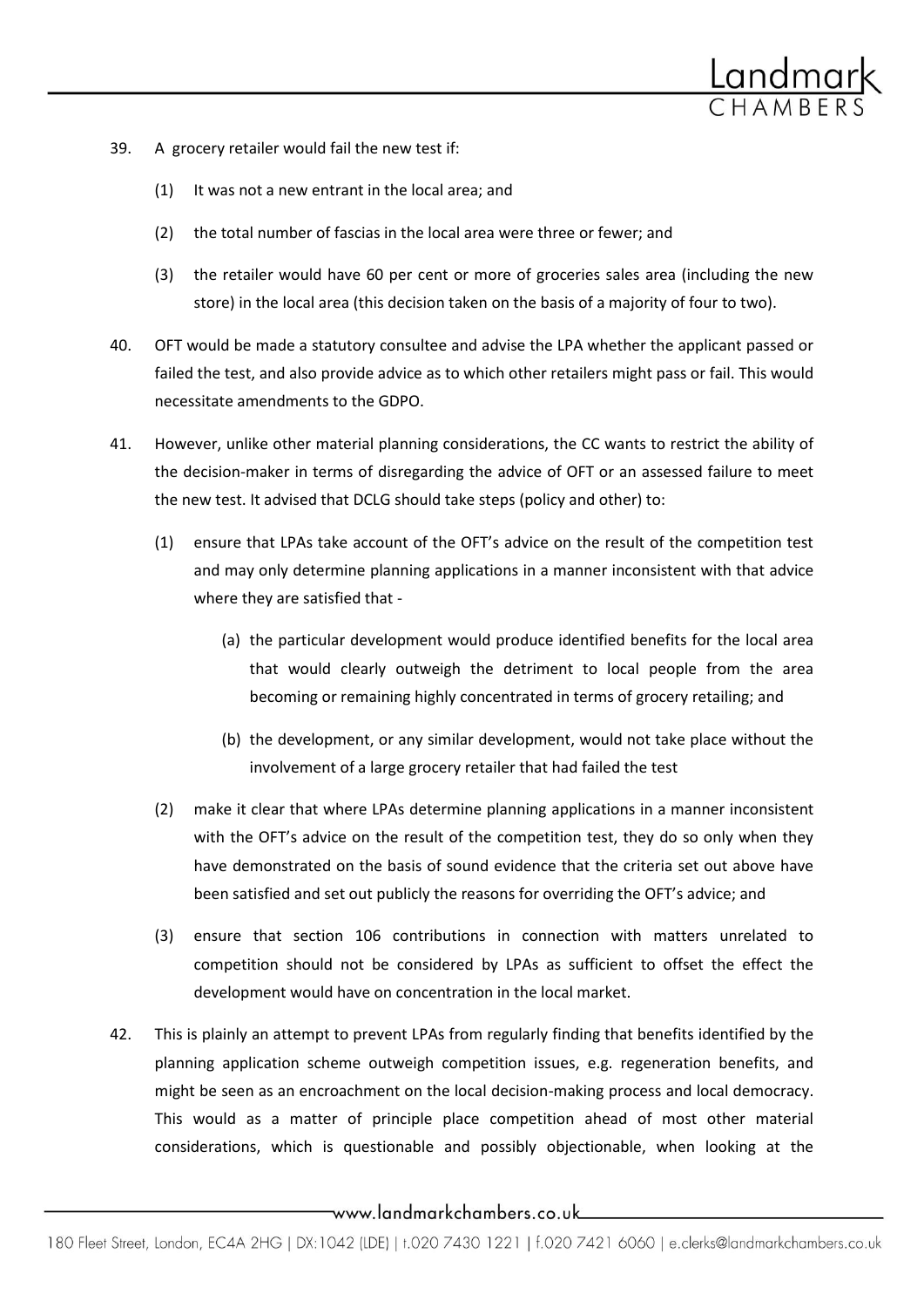39. A grocery retailer would fail the new test if:

    (1) It was not a new entrant in the local area; and

    (2) the total number of fascias in the local area were three or fewer; and

    (3) the retailer would have 60 per cent or more of groceries sales area (including the new store) in the local area (this decision taken on the basis of a majority of four to two).

40. OFT would be made a statutory consultee and advise the LPA whether the applicant passed or failed the test, and also provide advice as to which other retailers might pass or fail. This would necessitate amendments to the GDPO.

41. However, unlike other material planning considerations, the CC wants to restrict the ability of the decision-maker in terms of disregarding the advice of OFT or an assessed failure to meet the new test. It advised that DCLG should take steps (policy and other) to:

    (1) ensure that LPAs take account of the OFT's advice on the result of the competition test and may only determine planning applications in a manner inconsistent with that advice where they are satisfied that -

        (a) the particular development would produce identified benefits for the local area that would clearly outweigh the detriment to local people from the area becoming or remaining highly concentrated in terms of grocery retailing; and

        (b) the development, or any similar development, would not take place without the involvement of a large grocery retailer that had failed the test

    (2) make it clear that where LPAs determine planning applications in a manner inconsistent with the OFT's advice on the result of the competition test, they do so only when they have demonstrated on the basis of sound evidence that the criteria set out above have been satisfied and set out publicly the reasons for overriding the OFT's advice; and

    (3) ensure that section 106 contributions in connection with matters unrelated to competition should not be considered by LPAs as sufficient to offset the effect the development would have on concentration in the local market.

42. This is plainly an attempt to prevent LPAs from regularly finding that benefits identified by the planning application scheme outweigh competition issues, e.g. regeneration benefits, and might be seen as an encroachment on the local decision-making process and local democracy. This would as a matter of principle place competition ahead of most other material considerations, which is questionable and possibly objectionable, when looking at the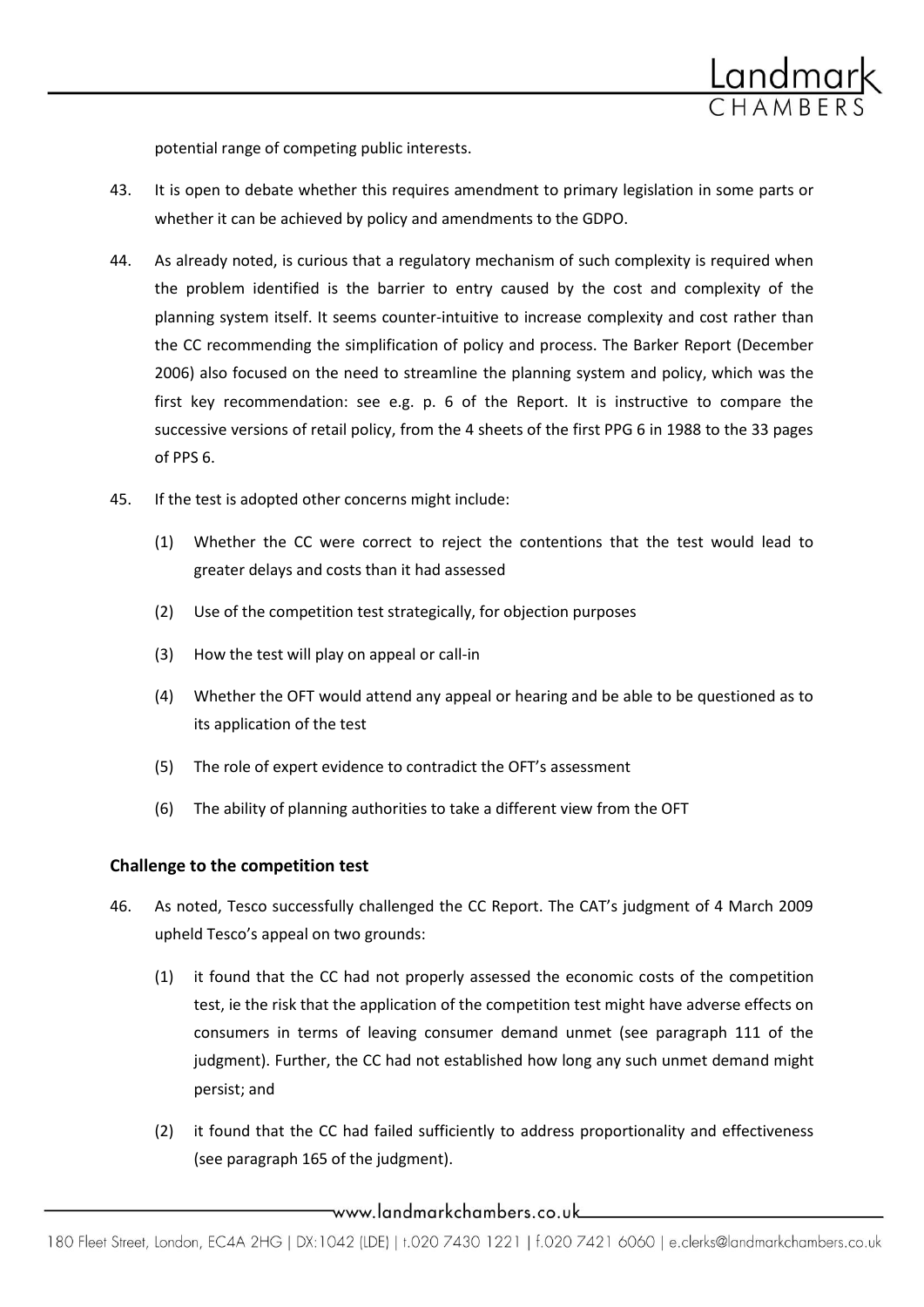potential range of competing public interests.

43. It is open to debate whether this requires amendment to primary legislation in some parts or whether it can be achieved by policy and amendments to the GDPO.

44. As already noted, is curious that a regulatory mechanism of such complexity is required when the problem identified is the barrier to entry caused by the cost and complexity of the planning system itself. It seems counter-intuitive to increase complexity and cost rather than the CC recommending the simplification of policy and process. The Barker Report (December 2006) also focused on the need to streamline the planning system and policy, which was the first key recommendation: see e.g. p. 6 of the Report. It is instructive to compare the successive versions of retail policy, from the 4 sheets of the first PPG 6 in 1988 to the 33 pages of PPS 6.

45. If the test is adopted other concerns might include:

    (1) Whether the CC were correct to reject the contentions that the test would lead to greater delays and costs than it had assessed

    (2) Use of the competition test strategically, for objection purposes

    (3) How the test will play on appeal or call-in

    (4) Whether the OFT would attend any appeal or hearing and be able to be questioned as to its application of the test

    (5) The role of expert evidence to contradict the OFT's assessment

    (6) The ability of planning authorities to take a different view from the OFT

## Challenge to the competition test

46. As noted, Tesco successfully challenged the CC Report. The CAT's judgment of 4 March 2009 upheld Tesco's appeal on two grounds:

    (1) it found that the CC had not properly assessed the economic costs of the competition test, ie the risk that the application of the competition test might have adverse effects on consumers in terms of leaving consumer demand unmet (see paragraph 111 of the judgment). Further, the CC had not established how long any such unmet demand might persist; and

    (2) it found that the CC had failed sufficiently to address proportionality and effectiveness (see paragraph 165 of the judgment).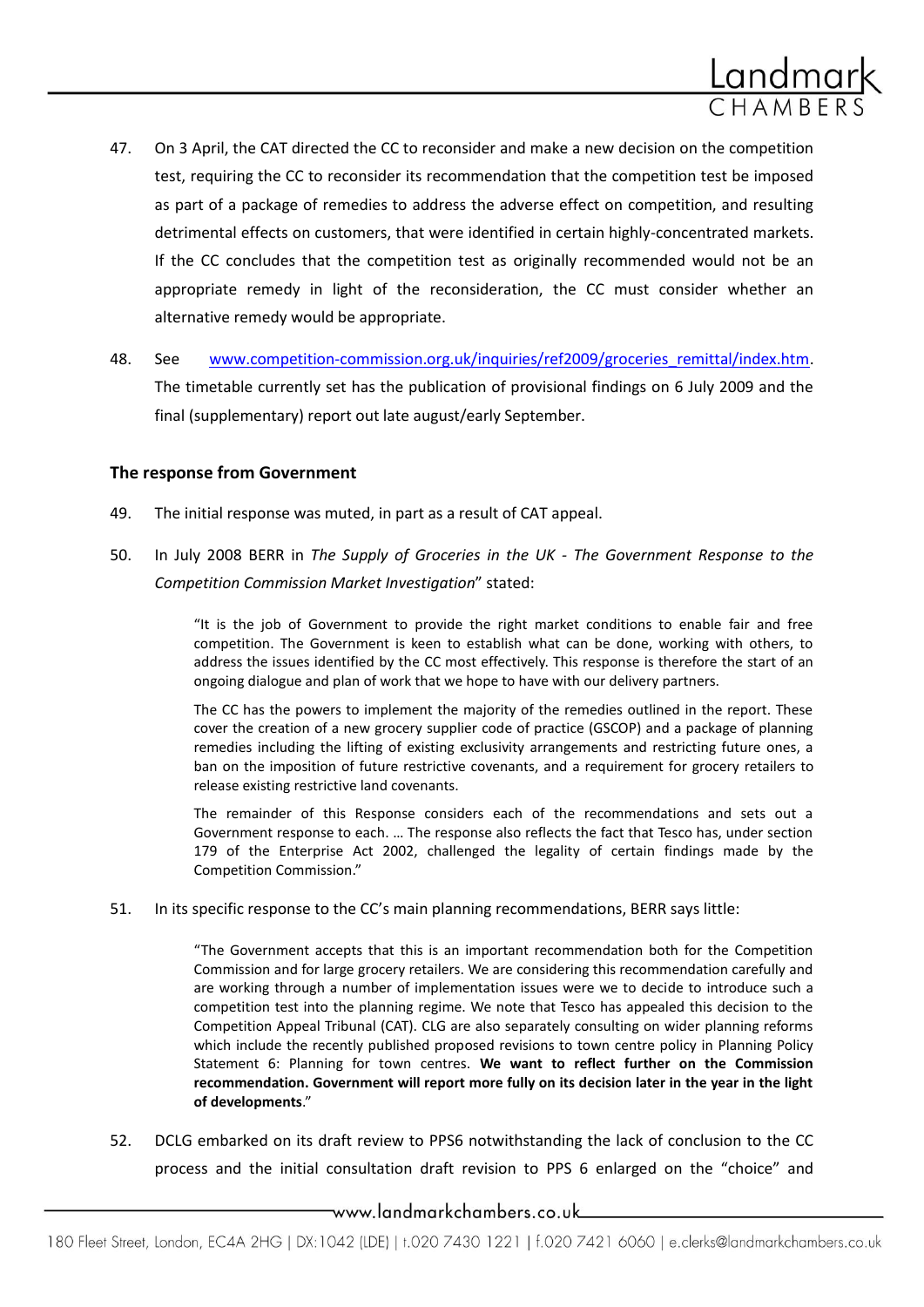47. On 3 April, the CAT directed the CC to reconsider and make a new decision on the competition test, requiring the CC to reconsider its recommendation that the competition test be imposed as part of a package of remedies to address the adverse effect on competition, and resulting detrimental effects on customers, that were identified in certain highly-concentrated markets. If the CC concludes that the competition test as originally recommended would not be an appropriate remedy in light of the reconsideration, the CC must consider whether an alternative remedy would be appropriate.

48. See www.competition-commission.org.uk/inquiries/ref2009/groceries_remittal/index.htm. The timetable currently set has the publication of provisional findings on 6 July 2009 and the final (supplementary) report out late august/early September.

### The response from Government

49. The initial response was muted, in part as a result of CAT appeal.

50. In July 2008 BERR in *The Supply of Groceries in the UK - The Government Response to the Competition Commission Market Investigation*" stated:

> "It is the job of Government to provide the right market conditions to enable fair and free competition. The Government is keen to establish what can be done, working with others, to address the issues identified by the CC most effectively. This response is therefore the start of an ongoing dialogue and plan of work that we hope to have with our delivery partners.
>
> The CC has the powers to implement the majority of the remedies outlined in the report. These cover the creation of a new grocery supplier code of practice (GSCOP) and a package of planning remedies including the lifting of existing exclusivity arrangements and restricting future ones, a ban on the imposition of future restrictive covenants, and a requirement for grocery retailers to release existing restrictive land covenants.
>
> The remainder of this Response considers each of the recommendations and sets out a Government response to each. … The response also reflects the fact that Tesco has, under section 179 of the Enterprise Act 2002, challenged the legality of certain findings made by the Competition Commission."

51. In its specific response to the CC's main planning recommendations, BERR says little:

> "The Government accepts that this is an important recommendation both for the Competition Commission and for large grocery retailers. We are considering this recommendation carefully and are working through a number of implementation issues were we to decide to introduce such a competition test into the planning regime. We note that Tesco has appealed this decision to the Competition Appeal Tribunal (CAT). CLG are also separately consulting on wider planning reforms which include the recently published proposed revisions to town centre policy in Planning Policy Statement 6: Planning for town centres. **We want to reflect further on the Commission recommendation. Government will report more fully on its decision later in the year in the light of developments**."

52. DCLG embarked on its draft review to PPS6 notwithstanding the lack of conclusion to the CC process and the initial consultation draft revision to PPS 6 enlarged on the "choice" and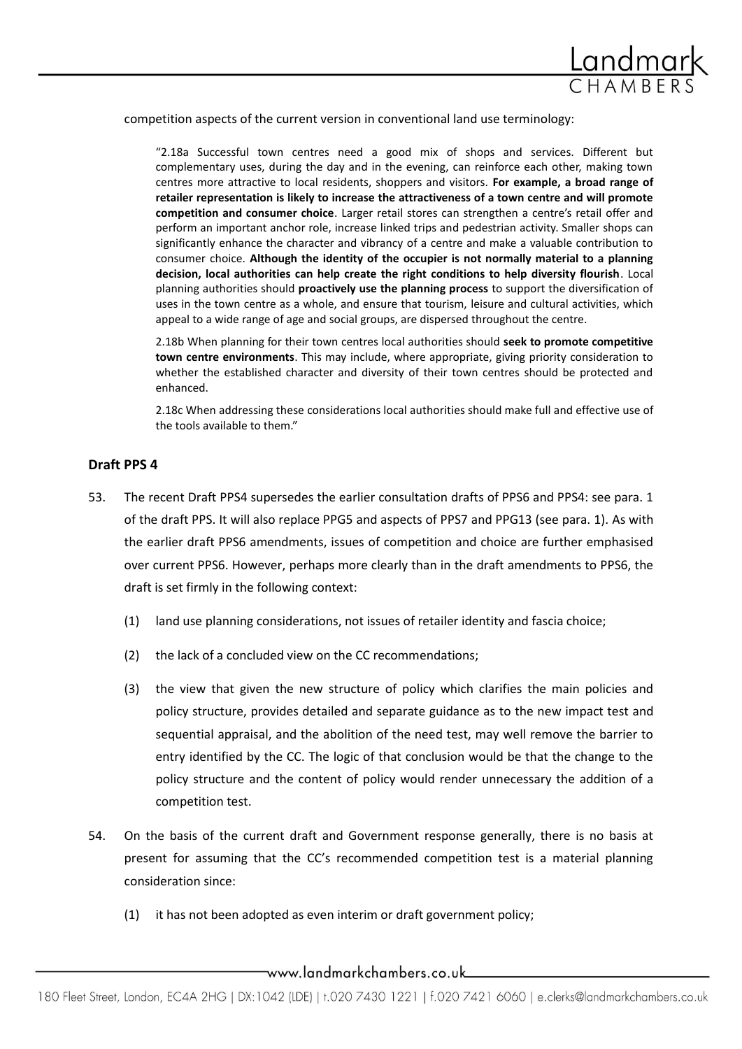competition aspects of the current version in conventional land use terminology:

> "2.18a Successful town centres need a good mix of shops and services. Different but complementary uses, during the day and in the evening, can reinforce each other, making town centres more attractive to local residents, shoppers and visitors. **For example, a broad range of retailer representation is likely to increase the attractiveness of a town centre and will promote competition and consumer choice**. Larger retail stores can strengthen a centre's retail offer and perform an important anchor role, increase linked trips and pedestrian activity. Smaller shops can significantly enhance the character and vibrancy of a centre and make a valuable contribution to consumer choice. **Although the identity of the occupier is not normally material to a planning decision, local authorities can help create the right conditions to help diversity flourish**. Local planning authorities should **proactively use the planning process** to support the diversification of uses in the town centre as a whole, and ensure that tourism, leisure and cultural activities, which appeal to a wide range of age and social groups, are dispersed throughout the centre.
>
> 2.18b When planning for their town centres local authorities should **seek to promote competitive town centre environments**. This may include, where appropriate, giving priority consideration to whether the established character and diversity of their town centres should be protected and enhanced.
>
> 2.18c When addressing these considerations local authorities should make full and effective use of the tools available to them."

## Draft PPS 4

53. The recent Draft PPS4 supersedes the earlier consultation drafts of PPS6 and PPS4: see para. 1 of the draft PPS. It will also replace PPG5 and aspects of PPS7 and PPG13 (see para. 1). As with the earlier draft PPS6 amendments, issues of competition and choice are further emphasised over current PPS6. However, perhaps more clearly than in the draft amendments to PPS6, the draft is set firmly in the following context:

    (1) land use planning considerations, not issues of retailer identity and fascia choice;

    (2) the lack of a concluded view on the CC recommendations;

    (3) the view that given the new structure of policy which clarifies the main policies and policy structure, provides detailed and separate guidance as to the new impact test and sequential appraisal, and the abolition of the need test, may well remove the barrier to entry identified by the CC. The logic of that conclusion would be that the change to the policy structure and the content of policy would render unnecessary the addition of a competition test.

54. On the basis of the current draft and Government response generally, there is no basis at present for assuming that the CC's recommended competition test is a material planning consideration since:

    (1) it has not been adopted as even interim or draft government policy;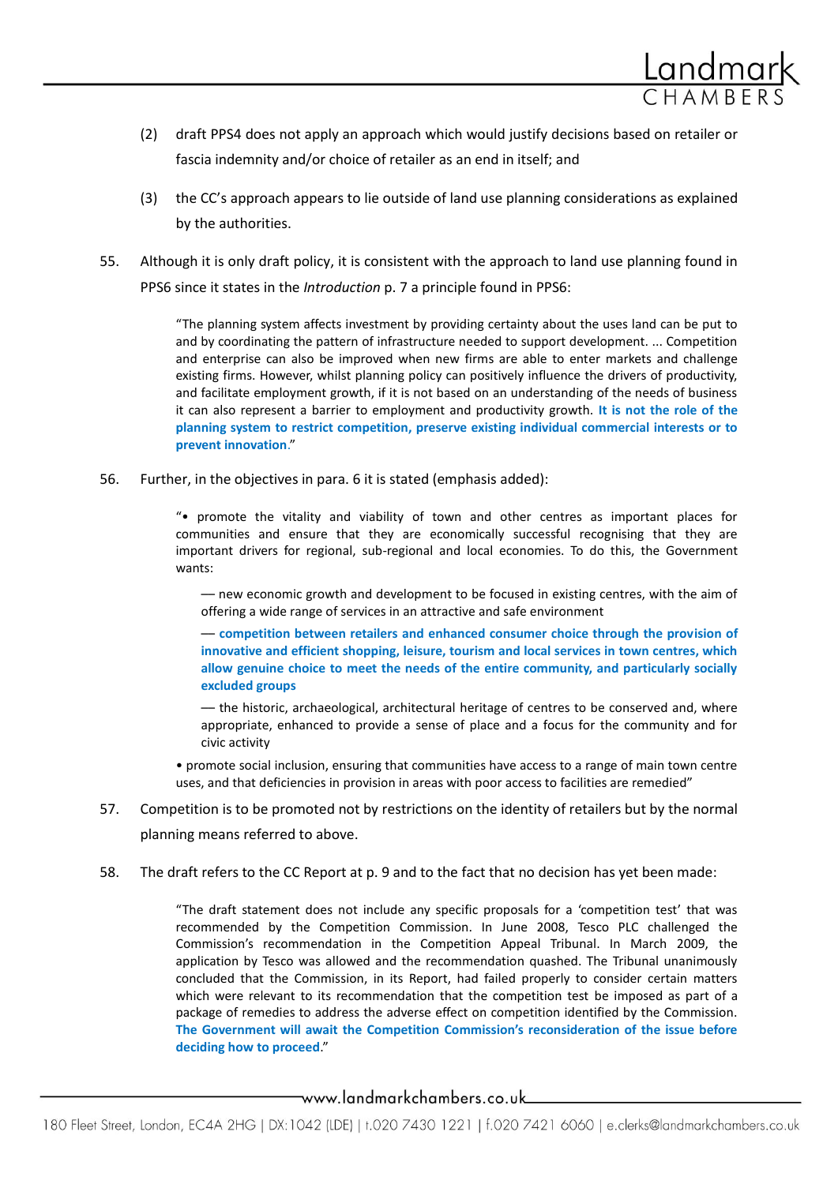(2) draft PPS4 does not apply an approach which would justify decisions based on retailer or fascia indemnity and/or choice of retailer as an end in itself; and

(3) the CC's approach appears to lie outside of land use planning considerations as explained by the authorities.

55. Although it is only draft policy, it is consistent with the approach to land use planning found in PPS6 since it states in the *Introduction* p. 7 a principle found in PPS6:

> "The planning system affects investment by providing certainty about the uses land can be put to and by coordinating the pattern of infrastructure needed to support development. ... Competition and enterprise can also be improved when new firms are able to enter markets and challenge existing firms. However, whilst planning policy can positively influence the drivers of productivity, and facilitate employment growth, if it is not based on an understanding of the needs of business it can also represent a barrier to employment and productivity growth. **It is not the role of the planning system to restrict competition, preserve existing individual commercial interests or to prevent innovation**."

56. Further, in the objectives in para. 6 it is stated (emphasis added):

> "• promote the vitality and viability of town and other centres as important places for communities and ensure that they are economically successful recognising that they are important drivers for regional, sub-regional and local economies. To do this, the Government wants:
>
> — new economic growth and development to be focused in existing centres, with the aim of offering a wide range of services in an attractive and safe environment
>
> — **competition between retailers and enhanced consumer choice through the provision of innovative and efficient shopping, leisure, tourism and local services in town centres, which allow genuine choice to meet the needs of the entire community, and particularly socially excluded groups**
>
> — the historic, archaeological, architectural heritage of centres to be conserved and, where appropriate, enhanced to provide a sense of place and a focus for the community and for civic activity
>
> • promote social inclusion, ensuring that communities have access to a range of main town centre uses, and that deficiencies in provision in areas with poor access to facilities are remedied"

57. Competition is to be promoted not by restrictions on the identity of retailers but by the normal planning means referred to above.

58. The draft refers to the CC Report at p. 9 and to the fact that no decision has yet been made:

> "The draft statement does not include any specific proposals for a 'competition test' that was recommended by the Competition Commission. In June 2008, Tesco PLC challenged the Commission's recommendation in the Competition Appeal Tribunal. In March 2009, the application by Tesco was allowed and the recommendation quashed. The Tribunal unanimously concluded that the Commission, in its Report, had failed properly to consider certain matters which were relevant to its recommendation that the competition test be imposed as part of a package of remedies to address the adverse effect on competition identified by the Commission. **The Government will await the Competition Commission's reconsideration of the issue before deciding how to proceed**."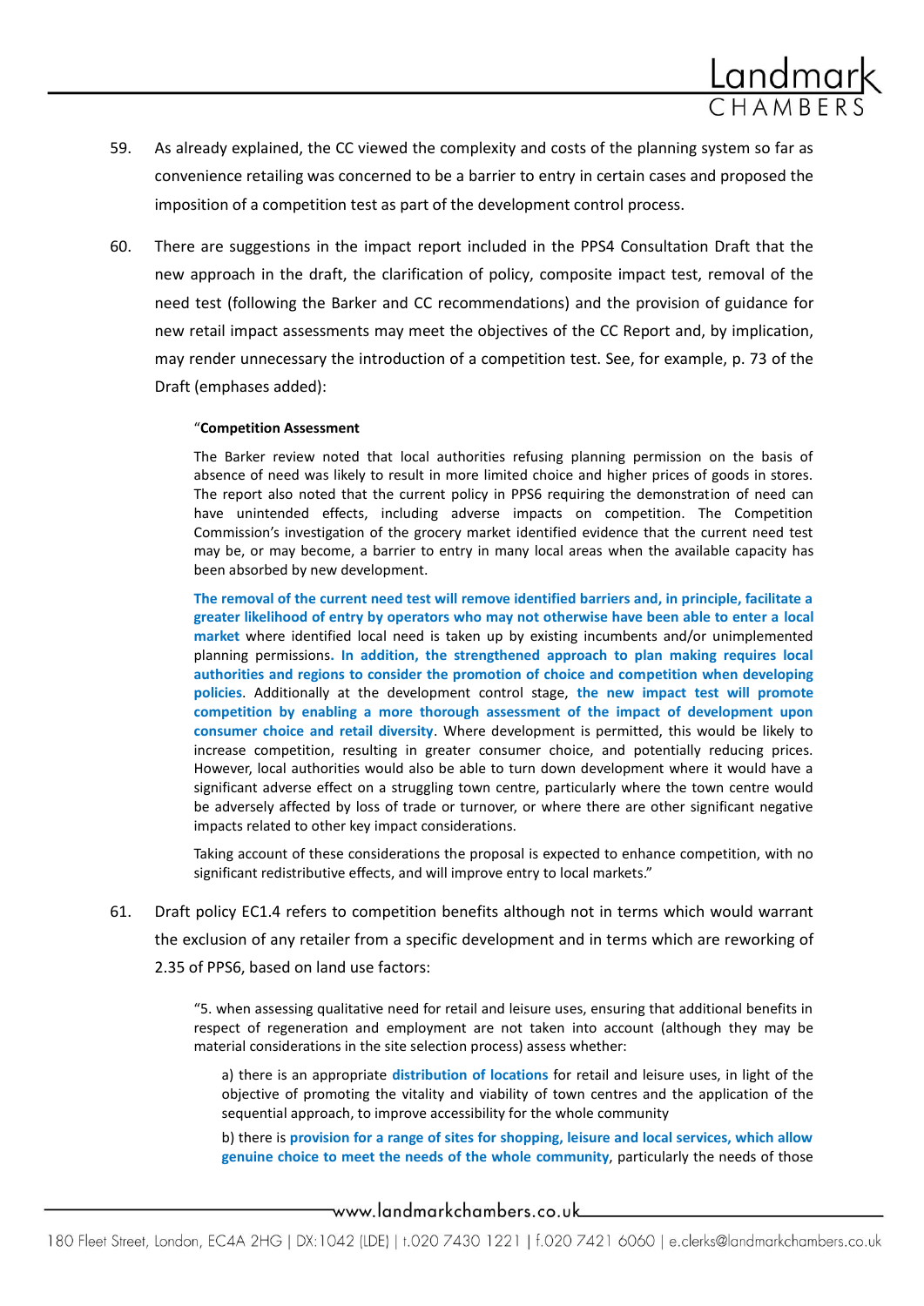59. As already explained, the CC viewed the complexity and costs of the planning system so far as convenience retailing was concerned to be a barrier to entry in certain cases and proposed the imposition of a competition test as part of the development control process.

60. There are suggestions in the impact report included in the PPS4 Consultation Draft that the new approach in the draft, the clarification of policy, composite impact test, removal of the need test (following the Barker and CC recommendations) and the provision of guidance for new retail impact assessments may meet the objectives of the CC Report and, by implication, may render unnecessary the introduction of a competition test. See, for example, p. 73 of the Draft (emphases added):

> "**Competition Assessment**
>
> The Barker review noted that local authorities refusing planning permission on the basis of absence of need was likely to result in more limited choice and higher prices of goods in stores. The report also noted that the current policy in PPS6 requiring the demonstration of need can have unintended effects, including adverse impacts on competition. The Competition Commission's investigation of the grocery market identified evidence that the current need test may be, or may become, a barrier to entry in many local areas when the available capacity has been absorbed by new development.
>
> **The removal of the current need test will remove identified barriers and, in principle, facilitate a greater likelihood of entry by operators who may not otherwise have been able to enter a local market** where identified local need is taken up by existing incumbents and/or unimplemented planning permissions. **In addition, the strengthened approach to plan making requires local authorities and regions to consider the promotion of choice and competition when developing policies**. Additionally at the development control stage, **the new impact test will promote competition by enabling a more thorough assessment of the impact of development upon consumer choice and retail diversity**. Where development is permitted, this would be likely to increase competition, resulting in greater consumer choice, and potentially reducing prices. However, local authorities would also be able to turn down development where it would have a significant adverse effect on a struggling town centre, particularly where the town centre would be adversely affected by loss of trade or turnover, or where there are other significant negative impacts related to other key impact considerations.
>
> Taking account of these considerations the proposal is expected to enhance competition, with no significant redistributive effects, and will improve entry to local markets."

61. Draft policy EC1.4 refers to competition benefits although not in terms which would warrant the exclusion of any retailer from a specific development and in terms which are reworking of 2.35 of PPS6, based on land use factors:

> "5. when assessing qualitative need for retail and leisure uses, ensuring that additional benefits in respect of regeneration and employment are not taken into account (although they may be material considerations in the site selection process) assess whether:
>
> > a) there is an appropriate **distribution of locations** for retail and leisure uses, in light of the objective of promoting the vitality and viability of town centres and the application of the sequential approach, to improve accessibility for the whole community
> >
> > b) there is **provision for a range of sites for shopping, leisure and local services, which allow genuine choice to meet the needs of the whole community**, particularly the needs of those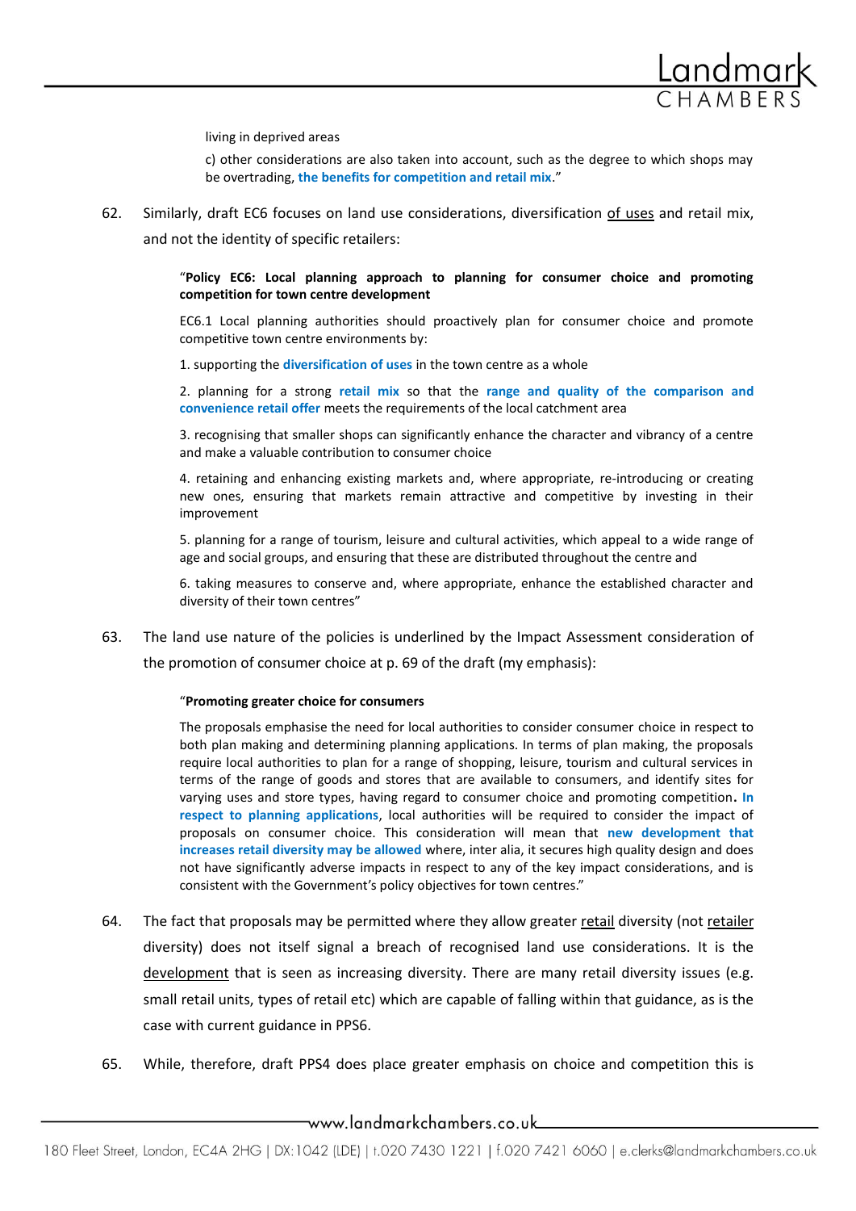living in deprived areas

c) other considerations are also taken into account, such as the degree to which shops may be overtrading, **the benefits for competition and retail mix**."

62. Similarly, draft EC6 focuses on land use considerations, diversification of uses and retail mix, and not the identity of specific retailers:

> "**Policy EC6: Local planning approach to planning for consumer choice and promoting competition for town centre development**
>
> EC6.1 Local planning authorities should proactively plan for consumer choice and promote competitive town centre environments by:
>
> 1. supporting the **diversification of uses** in the town centre as a whole
>
> 2. planning for a strong **retail mix** so that the **range and quality of the comparison and convenience retail offer** meets the requirements of the local catchment area
>
> 3. recognising that smaller shops can significantly enhance the character and vibrancy of a centre and make a valuable contribution to consumer choice
>
> 4. retaining and enhancing existing markets and, where appropriate, re-introducing or creating new ones, ensuring that markets remain attractive and competitive by investing in their improvement
>
> 5. planning for a range of tourism, leisure and cultural activities, which appeal to a wide range of age and social groups, and ensuring that these are distributed throughout the centre and
>
> 6. taking measures to conserve and, where appropriate, enhance the established character and diversity of their town centres"

63. The land use nature of the policies is underlined by the Impact Assessment consideration of the promotion of consumer choice at p. 69 of the draft (my emphasis):

> "**Promoting greater choice for consumers**
>
> The proposals emphasise the need for local authorities to consider consumer choice in respect to both plan making and determining planning applications. In terms of plan making, the proposals require local authorities to plan for a range of shopping, leisure, tourism and cultural services in terms of the range of goods and stores that are available to consumers, and identify sites for varying uses and store types, having regard to consumer choice and promoting competition**. In respect to planning applications**, local authorities will be required to consider the impact of proposals on consumer choice. This consideration will mean that **new development that increases retail diversity may be allowed** where, inter alia, it secures high quality design and does not have significantly adverse impacts in respect to any of the key impact considerations, and is consistent with the Government's policy objectives for town centres."

64. The fact that proposals may be permitted where they allow greater retail diversity (not retailer diversity) does not itself signal a breach of recognised land use considerations. It is the development that is seen as increasing diversity. There are many retail diversity issues (e.g. small retail units, types of retail etc) which are capable of falling within that guidance, as is the case with current guidance in PPS6.

65. While, therefore, draft PPS4 does place greater emphasis on choice and competition this is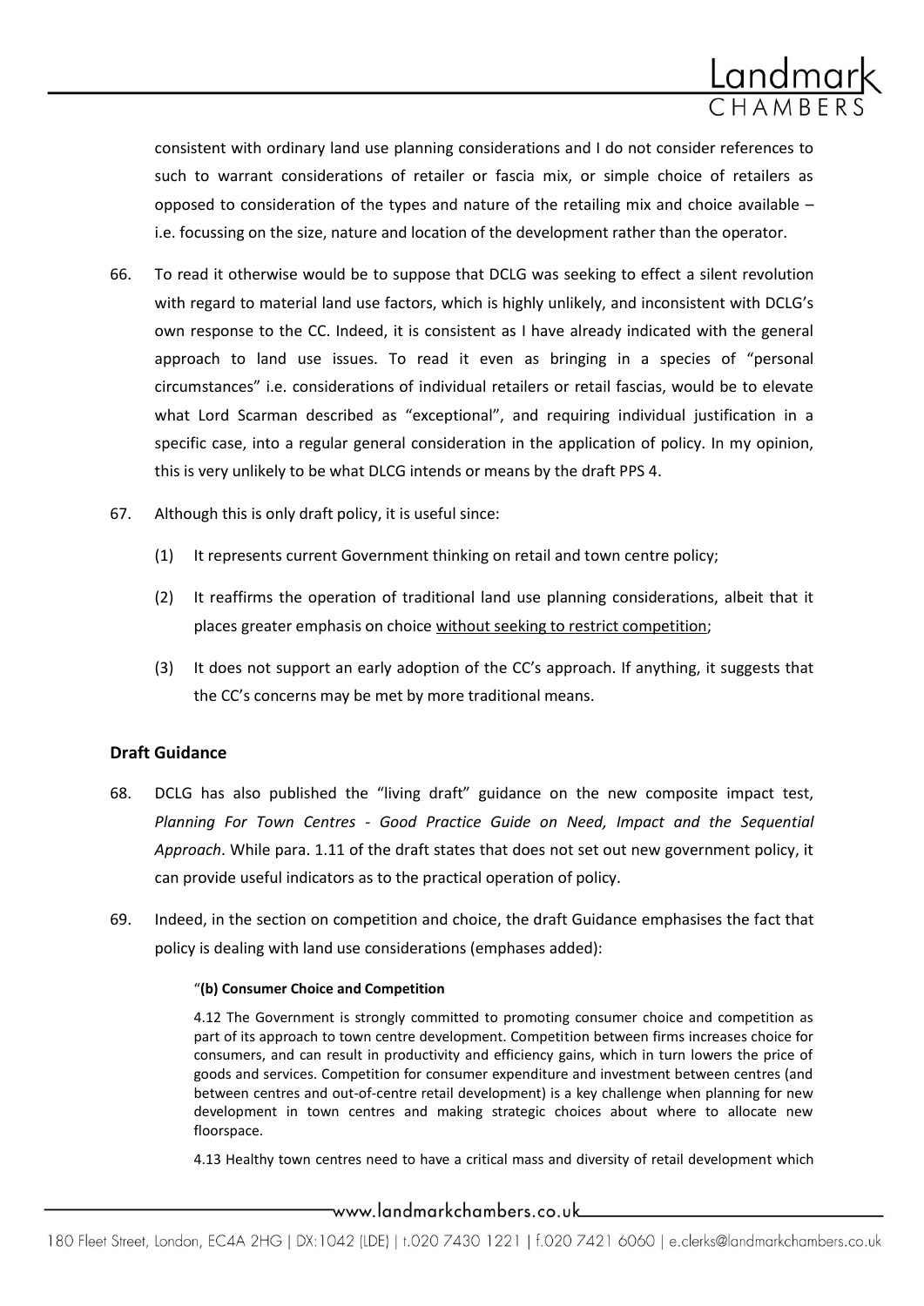consistent with ordinary land use planning considerations and I do not consider references to such to warrant considerations of retailer or fascia mix, or simple choice of retailers as opposed to consideration of the types and nature of the retailing mix and choice available – i.e. focussing on the size, nature and location of the development rather than the operator.

66. To read it otherwise would be to suppose that DCLG was seeking to effect a silent revolution with regard to material land use factors, which is highly unlikely, and inconsistent with DCLG's own response to the CC. Indeed, it is consistent as I have already indicated with the general approach to land use issues. To read it even as bringing in a species of "personal circumstances" i.e. considerations of individual retailers or retail fascias, would be to elevate what Lord Scarman described as "exceptional", and requiring individual justification in a specific case, into a regular general consideration in the application of policy. In my opinion, this is very unlikely to be what DLCG intends or means by the draft PPS 4.

67. Although this is only draft policy, it is useful since:

    (1) It represents current Government thinking on retail and town centre policy;

    (2) It reaffirms the operation of traditional land use planning considerations, albeit that it places greater emphasis on choice <u>without seeking to restrict competition</u>;

    (3) It does not support an early adoption of the CC's approach. If anything, it suggests that the CC's concerns may be met by more traditional means.

## Draft Guidance

68. DCLG has also published the "living draft" guidance on the new composite impact test, *Planning For Town Centres - Good Practice Guide on Need, Impact and the Sequential Approach*. While para. 1.11 of the draft states that does not set out new government policy, it can provide useful indicators as to the practical operation of policy.

69. Indeed, in the section on competition and choice, the draft Guidance emphasises the fact that policy is dealing with land use considerations (emphases added):

> "**(b) Consumer Choice and Competition**
>
> 4.12 The Government is strongly committed to promoting consumer choice and competition as part of its approach to town centre development. Competition between firms increases choice for consumers, and can result in productivity and efficiency gains, which in turn lowers the price of goods and services. Competition for consumer expenditure and investment between centres (and between centres and out-of-centre retail development) is a key challenge when planning for new development in town centres and making strategic choices about where to allocate new floorspace.
>
> 4.13 Healthy town centres need to have a critical mass and diversity of retail development which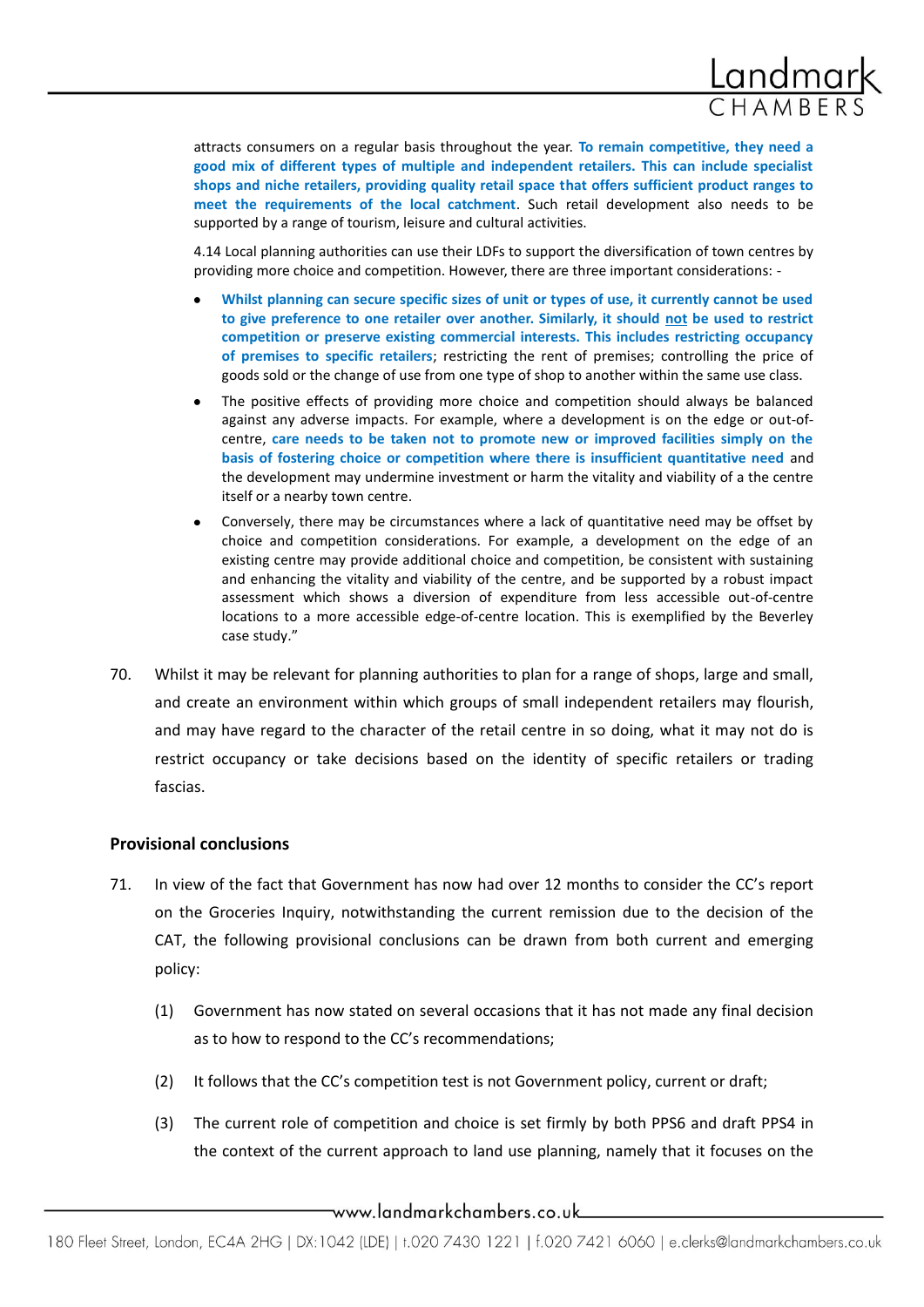attracts consumers on a regular basis throughout the year. **To remain competitive, they need a good mix of different types of multiple and independent retailers. This can include specialist shops and niche retailers, providing quality retail space that offers sufficient product ranges to meet the requirements of the local catchment**. Such retail development also needs to be supported by a range of tourism, leisure and cultural activities.

4.14 Local planning authorities can use their LDFs to support the diversification of town centres by providing more choice and competition. However, there are three important considerations: -

- **Whilst planning can secure specific sizes of unit or types of use, it currently cannot be used to give preference to one retailer over another. Similarly, it should <u>not</u> be used to restrict competition or preserve existing commercial interests. This includes restricting occupancy of premises to specific retailers**; restricting the rent of premises; controlling the price of goods sold or the change of use from one type of shop to another within the same use class.
- The positive effects of providing more choice and competition should always be balanced against any adverse impacts. For example, where a development is on the edge or out-of-centre, **care needs to be taken not to promote new or improved facilities simply on the basis of fostering choice or competition where there is insufficient quantitative need** and the development may undermine investment or harm the vitality and viability of a the centre itself or a nearby town centre.
- Conversely, there may be circumstances where a lack of quantitative need may be offset by choice and competition considerations. For example, a development on the edge of an existing centre may provide additional choice and competition, be consistent with sustaining and enhancing the vitality and viability of the centre, and be supported by a robust impact assessment which shows a diversion of expenditure from less accessible out-of-centre locations to a more accessible edge-of-centre location. This is exemplified by the Beverley case study."

70. Whilst it may be relevant for planning authorities to plan for a range of shops, large and small, and create an environment within which groups of small independent retailers may flourish, and may have regard to the character of the retail centre in so doing, what it may not do is restrict occupancy or take decisions based on the identity of specific retailers or trading fascias.

**Provisional conclusions**

71. In view of the fact that Government has now had over 12 months to consider the CC's report on the Groceries Inquiry, notwithstanding the current remission due to the decision of the CAT, the following provisional conclusions can be drawn from both current and emerging policy:

    (1) Government has now stated on several occasions that it has not made any final decision as to how to respond to the CC's recommendations;

    (2) It follows that the CC's competition test is not Government policy, current or draft;

    (3) The current role of competition and choice is set firmly by both PPS6 and draft PPS4 in the context of the current approach to land use planning, namely that it focuses on the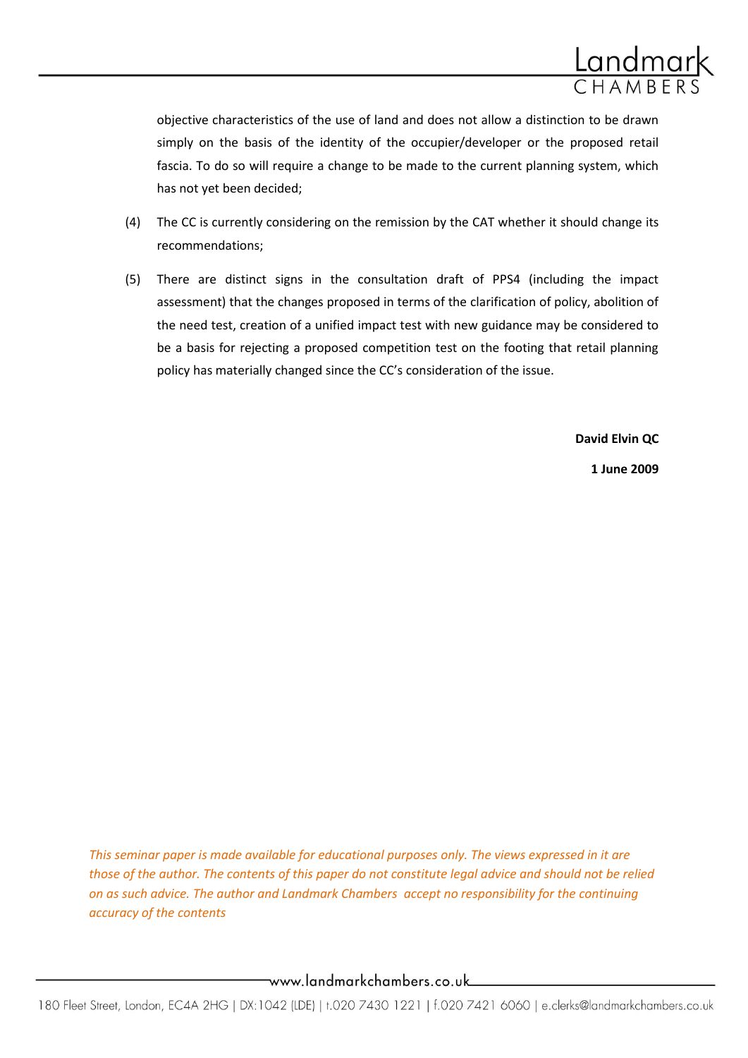objective characteristics of the use of land and does not allow a distinction to be drawn simply on the basis of the identity of the occupier/developer or the proposed retail fascia. To do so will require a change to be made to the current planning system, which has not yet been decided;

(4) The CC is currently considering on the remission by the CAT whether it should change its recommendations;

(5) There are distinct signs in the consultation draft of PPS4 (including the impact assessment) that the changes proposed in terms of the clarification of policy, abolition of the need test, creation of a unified impact test with new guidance may be considered to be a basis for rejecting a proposed competition test on the footing that retail planning policy has materially changed since the CC's consideration of the issue.

**David Elvin QC**

**1 June 2009**

*This seminar paper is made available for educational purposes only. The views expressed in it are those of the author. The contents of this paper do not constitute legal advice and should not be relied on as such advice. The author and Landmark Chambers accept no responsibility for the continuing accuracy of the contents*